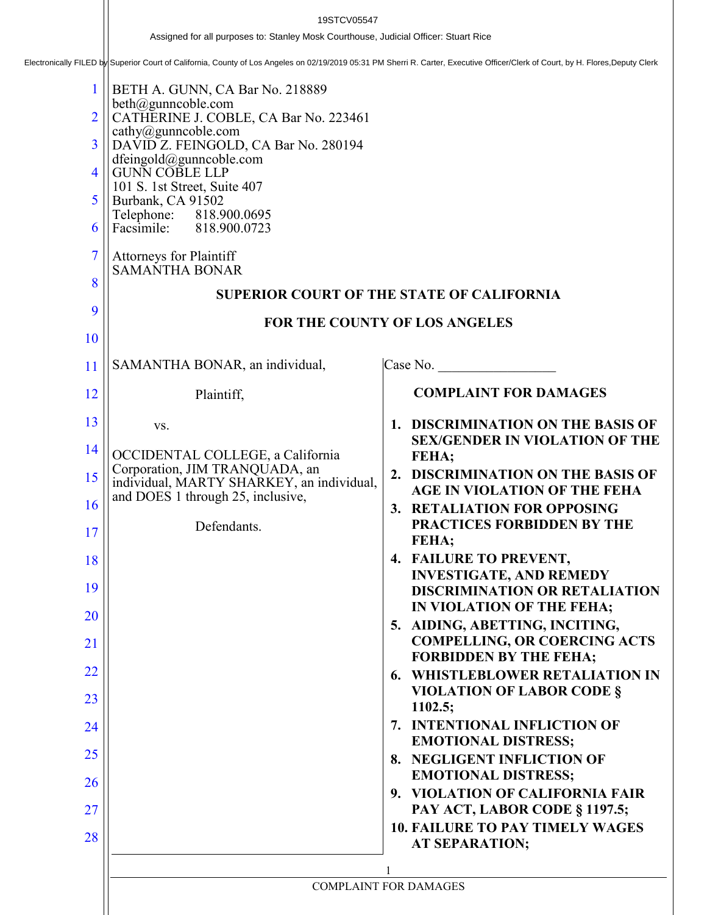19STCV05547

Assigned for all purposes to: Stanley Mosk Courthouse, Judicial Officer: Stuart Rice

Electronically FILED by Superior Court of California, County of Los Angeles on 02/19/2019 05:31 PM Sherri R. Carter, Executive Officer/Clerk of Court, by H. Flores,Deputy Clerk

BETH A. GUNN, CA Bar No. 218889
beth@gunncoble.com
CATHERINE J. COBLE, CA Bar No. 223461
cathy@gunncoble.com
DAVID Z. FEINGOLD, CA Bar No. 280194
dfeingold@gunncoble.com
GUNN COBLE LLP
101 S. 1st Street, Suite 407
Burbank, CA 91502
Telephone: 818.900.0695
Facsimile: 818.900.0723

Attorneys for Plaintiff
SAMANTHA BONAR

**SUPERIOR COURT OF THE STATE OF CALIFORNIA**

**FOR THE COUNTY OF LOS ANGELES**

SAMANTHA BONAR, an individual,

Plaintiff,

vs.

OCCIDENTAL COLLEGE, a California Corporation, JIM TRANQUADA, an individual, MARTY SHARKEY, an individual, and DOES 1 through 25, inclusive,

Defendants.

Case No. _________________

**COMPLAINT FOR DAMAGES**

1. **DISCRIMINATION ON THE BASIS OF SEX/GENDER IN VIOLATION OF THE FEHA;**
2. **DISCRIMINATION ON THE BASIS OF AGE IN VIOLATION OF THE FEHA**
3. **RETALIATION FOR OPPOSING PRACTICES FORBIDDEN BY THE FEHA;**
4. **FAILURE TO PREVENT, INVESTIGATE, AND REMEDY DISCRIMINATION OR RETALIATION IN VIOLATION OF THE FEHA;**
5. **AIDING, ABETTING, INCITING, COMPELLING, OR COERCING ACTS FORBIDDEN BY THE FEHA;**
6. **WHISTLEBLOWER RETALIATION IN VIOLATION OF LABOR CODE § 1102.5;**
7. **INTENTIONAL INFLICTION OF EMOTIONAL DISTRESS;**
8. **NEGLIGENT INFLICTION OF EMOTIONAL DISTRESS;**
9. **VIOLATION OF CALIFORNIA FAIR PAY ACT, LABOR CODE § 1197.5;**
10. **FAILURE TO PAY TIMELY WAGES AT SEPARATION;**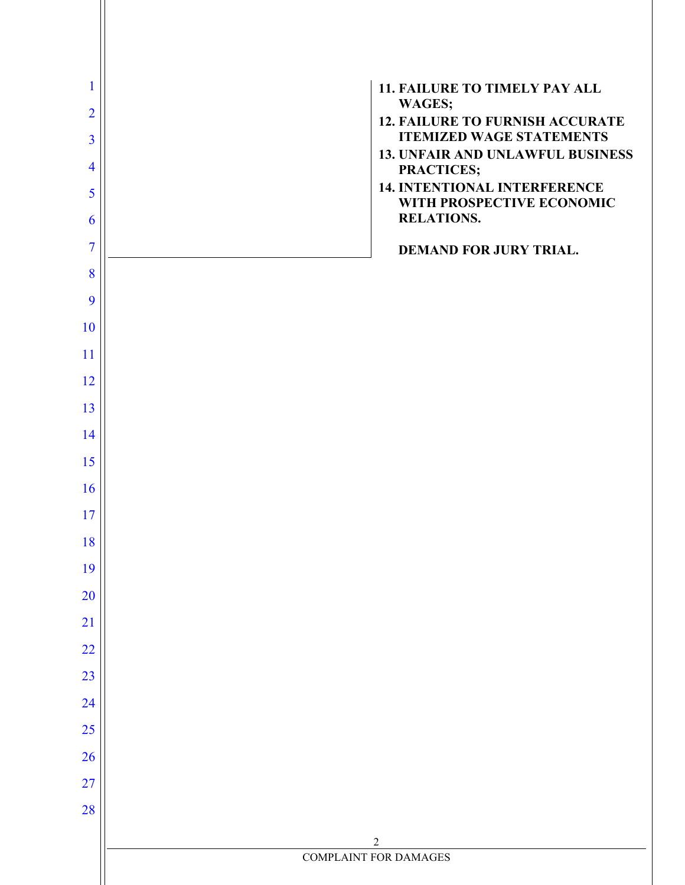**11. FAILURE TO TIMELY PAY ALL WAGES;**

**12. FAILURE TO FURNISH ACCURATE ITEMIZED WAGE STATEMENTS**

**13. UNFAIR AND UNLAWFUL BUSINESS PRACTICES;**

**14. INTENTIONAL INTERFERENCE WITH PROSPECTIVE ECONOMIC RELATIONS.**

**DEMAND FOR JURY TRIAL.**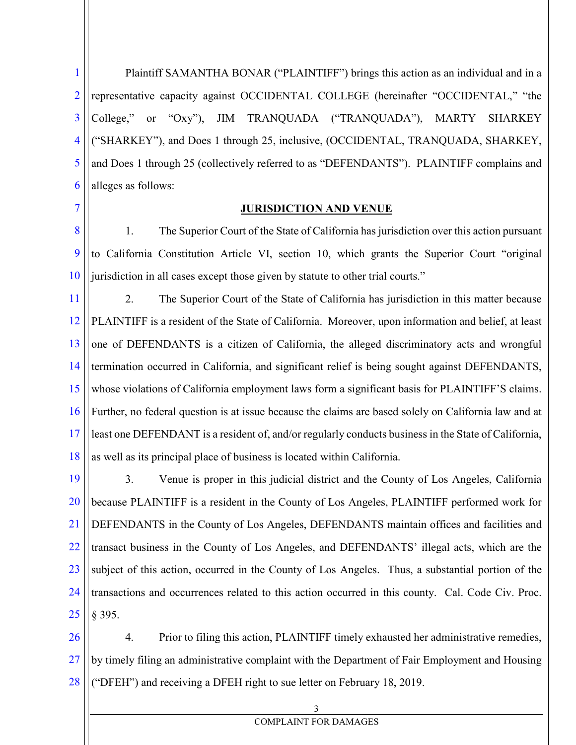Plaintiff SAMANTHA BONAR ("PLAINTIFF") brings this action as an individual and in a representative capacity against OCCIDENTAL COLLEGE (hereinafter "OCCIDENTAL," "the College," or "Oxy"), JIM TRANQUADA ("TRANQUADA"), MARTY SHARKEY ("SHARKEY"), and Does 1 through 25, inclusive, (OCCIDENTAL, TRANQUADA, SHARKEY, and Does 1 through 25 (collectively referred to as "DEFENDANTS"). PLAINTIFF complains and alleges as follows:

## JURISDICTION AND VENUE

1. The Superior Court of the State of California has jurisdiction over this action pursuant to California Constitution Article VI, section 10, which grants the Superior Court "original jurisdiction in all cases except those given by statute to other trial courts."

2. The Superior Court of the State of California has jurisdiction in this matter because PLAINTIFF is a resident of the State of California. Moreover, upon information and belief, at least one of DEFENDANTS is a citizen of California, the alleged discriminatory acts and wrongful termination occurred in California, and significant relief is being sought against DEFENDANTS, whose violations of California employment laws form a significant basis for PLAINTIFF'S claims. Further, no federal question is at issue because the claims are based solely on California law and at least one DEFENDANT is a resident of, and/or regularly conducts business in the State of California, as well as its principal place of business is located within California.

3. Venue is proper in this judicial district and the County of Los Angeles, California because PLAINTIFF is a resident in the County of Los Angeles, PLAINTIFF performed work for DEFENDANTS in the County of Los Angeles, DEFENDANTS maintain offices and facilities and transact business in the County of Los Angeles, and DEFENDANTS' illegal acts, which are the subject of this action, occurred in the County of Los Angeles. Thus, a substantial portion of the transactions and occurrences related to this action occurred in this county. Cal. Code Civ. Proc. § 395.

4. Prior to filing this action, PLAINTIFF timely exhausted her administrative remedies, by timely filing an administrative complaint with the Department of Fair Employment and Housing ("DFEH") and receiving a DFEH right to sue letter on February 18, 2019.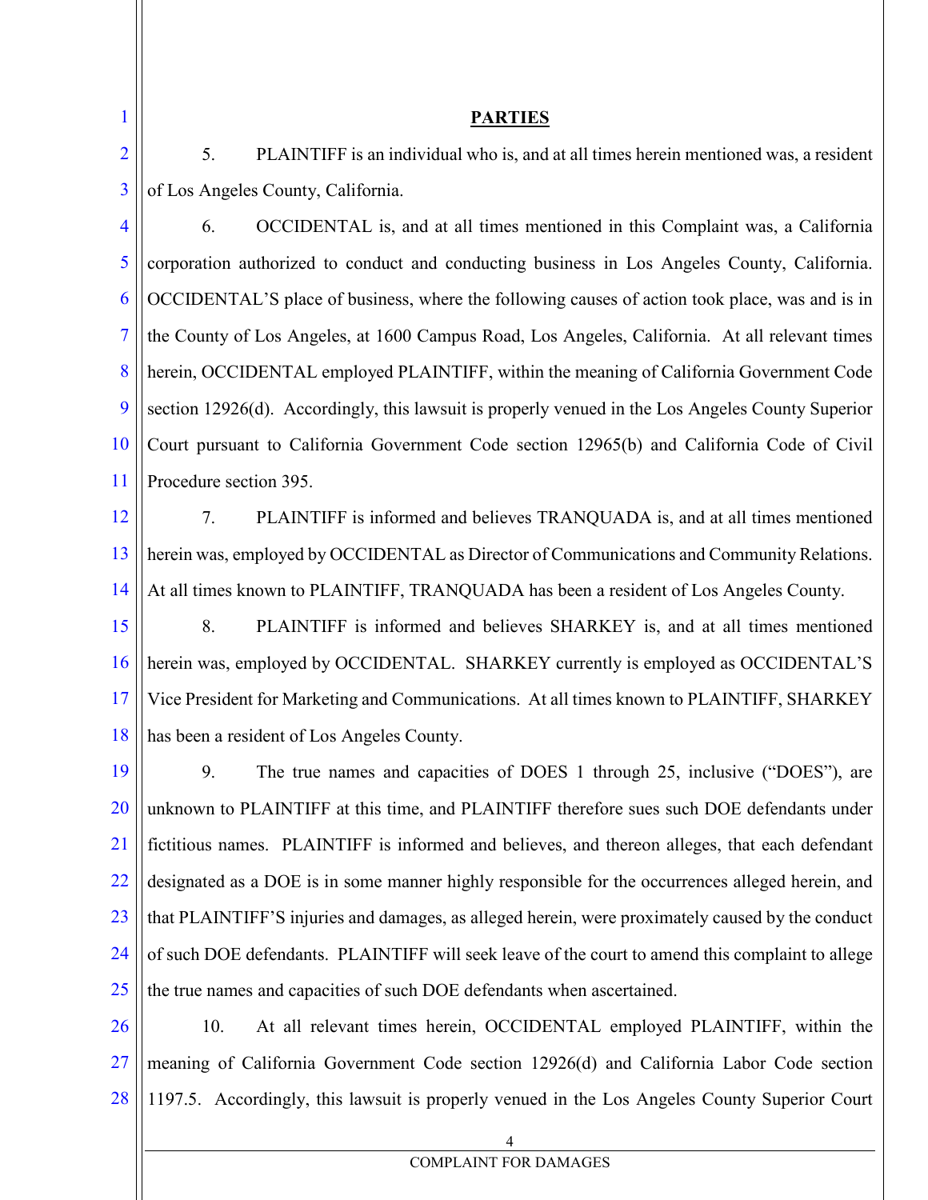## PARTIES

5. PLAINTIFF is an individual who is, and at all times herein mentioned was, a resident of Los Angeles County, California.

6. OCCIDENTAL is, and at all times mentioned in this Complaint was, a California corporation authorized to conduct and conducting business in Los Angeles County, California. OCCIDENTAL'S place of business, where the following causes of action took place, was and is in the County of Los Angeles, at 1600 Campus Road, Los Angeles, California. At all relevant times herein, OCCIDENTAL employed PLAINTIFF, within the meaning of California Government Code section 12926(d). Accordingly, this lawsuit is properly venued in the Los Angeles County Superior Court pursuant to California Government Code section 12965(b) and California Code of Civil Procedure section 395.

7. PLAINTIFF is informed and believes TRANQUADA is, and at all times mentioned herein was, employed by OCCIDENTAL as Director of Communications and Community Relations. At all times known to PLAINTIFF, TRANQUADA has been a resident of Los Angeles County.

8. PLAINTIFF is informed and believes SHARKEY is, and at all times mentioned herein was, employed by OCCIDENTAL. SHARKEY currently is employed as OCCIDENTAL'S Vice President for Marketing and Communications. At all times known to PLAINTIFF, SHARKEY has been a resident of Los Angeles County.

9. The true names and capacities of DOES 1 through 25, inclusive ("DOES"), are unknown to PLAINTIFF at this time, and PLAINTIFF therefore sues such DOE defendants under fictitious names. PLAINTIFF is informed and believes, and thereon alleges, that each defendant designated as a DOE is in some manner highly responsible for the occurrences alleged herein, and that PLAINTIFF'S injuries and damages, as alleged herein, were proximately caused by the conduct of such DOE defendants. PLAINTIFF will seek leave of the court to amend this complaint to allege the true names and capacities of such DOE defendants when ascertained.

10. At all relevant times herein, OCCIDENTAL employed PLAINTIFF, within the meaning of California Government Code section 12926(d) and California Labor Code section 1197.5. Accordingly, this lawsuit is properly venued in the Los Angeles County Superior Court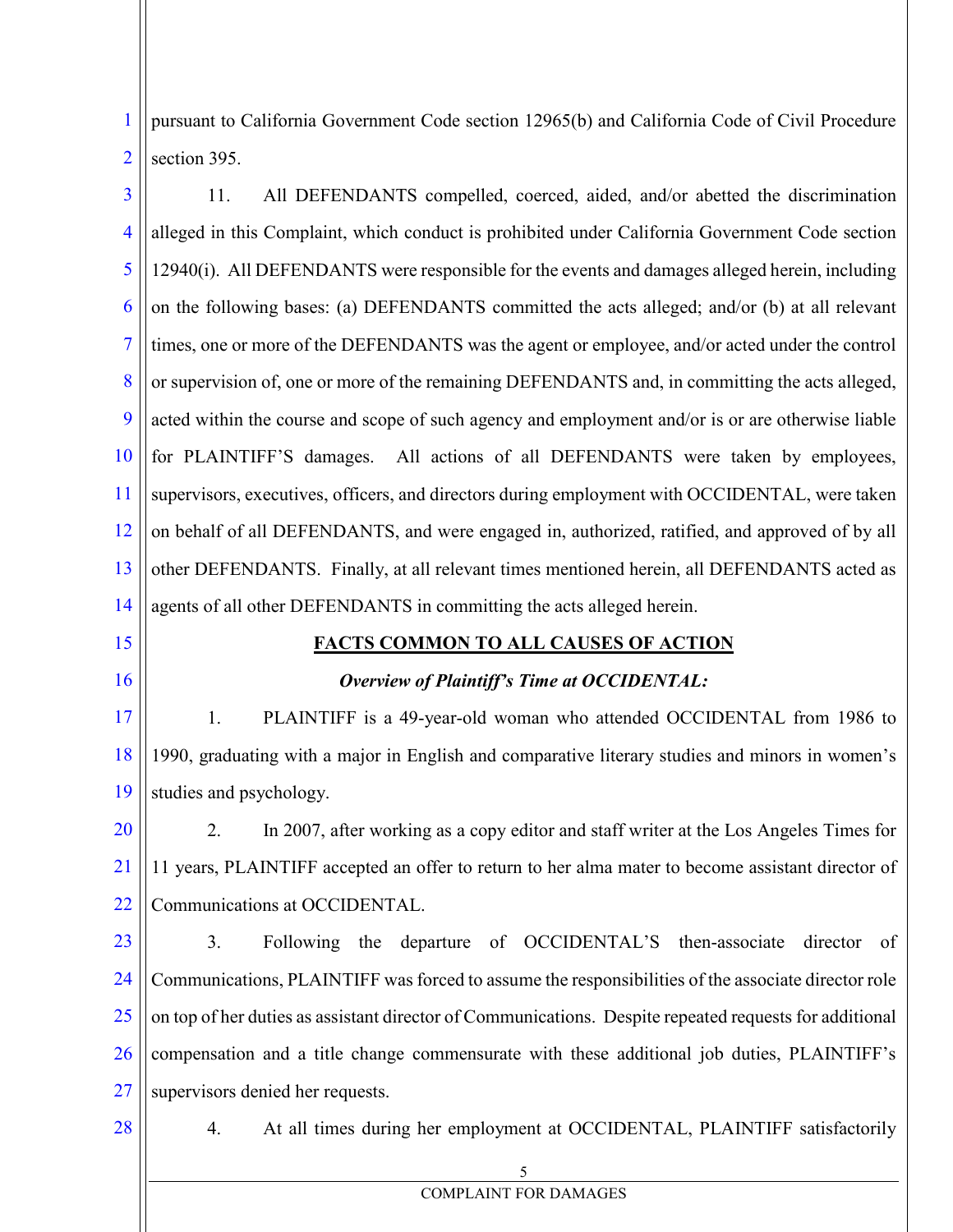pursuant to California Government Code section 12965(b) and California Code of Civil Procedure section 395.

11. All DEFENDANTS compelled, coerced, aided, and/or abetted the discrimination alleged in this Complaint, which conduct is prohibited under California Government Code section 12940(i). All DEFENDANTS were responsible for the events and damages alleged herein, including on the following bases: (a) DEFENDANTS committed the acts alleged; and/or (b) at all relevant times, one or more of the DEFENDANTS was the agent or employee, and/or acted under the control or supervision of, one or more of the remaining DEFENDANTS and, in committing the acts alleged, acted within the course and scope of such agency and employment and/or is or are otherwise liable for PLAINTIFF'S damages. All actions of all DEFENDANTS were taken by employees, supervisors, executives, officers, and directors during employment with OCCIDENTAL, were taken on behalf of all DEFENDANTS, and were engaged in, authorized, ratified, and approved of by all other DEFENDANTS. Finally, at all relevant times mentioned herein, all DEFENDANTS acted as agents of all other DEFENDANTS in committing the acts alleged herein.

## **FACTS COMMON TO ALL CAUSES OF ACTION**

***Overview of Plaintiff's Time at OCCIDENTAL:***

1. PLAINTIFF is a 49-year-old woman who attended OCCIDENTAL from 1986 to 1990, graduating with a major in English and comparative literary studies and minors in women's studies and psychology.

2. In 2007, after working as a copy editor and staff writer at the Los Angeles Times for 11 years, PLAINTIFF accepted an offer to return to her alma mater to become assistant director of Communications at OCCIDENTAL.

3. Following the departure of OCCIDENTAL'S then-associate director of Communications, PLAINTIFF was forced to assume the responsibilities of the associate director role on top of her duties as assistant director of Communications. Despite repeated requests for additional compensation and a title change commensurate with these additional job duties, PLAINTIFF's supervisors denied her requests.

4. At all times during her employment at OCCIDENTAL, PLAINTIFF satisfactorily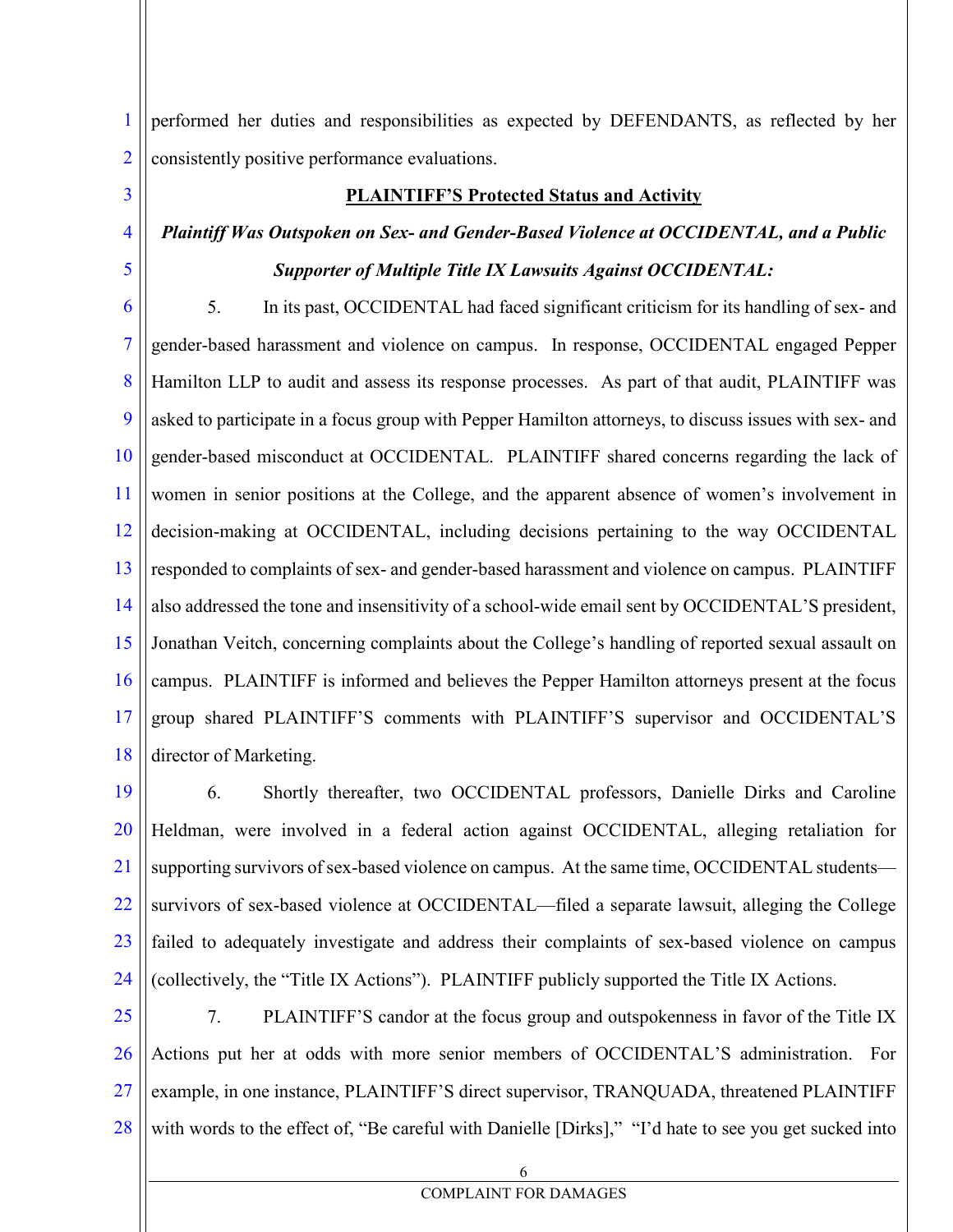performed her duties and responsibilities as expected by DEFENDANTS, as reflected by her consistently positive performance evaluations.

**PLAINTIFF'S Protected Status and Activity**

***Plaintiff Was Outspoken on Sex- and Gender-Based Violence at OCCIDENTAL, and a Public Supporter of Multiple Title IX Lawsuits Against OCCIDENTAL:***

5. In its past, OCCIDENTAL had faced significant criticism for its handling of sex- and gender-based harassment and violence on campus. In response, OCCIDENTAL engaged Pepper Hamilton LLP to audit and assess its response processes. As part of that audit, PLAINTIFF was asked to participate in a focus group with Pepper Hamilton attorneys, to discuss issues with sex- and gender-based misconduct at OCCIDENTAL. PLAINTIFF shared concerns regarding the lack of women in senior positions at the College, and the apparent absence of women's involvement in decision-making at OCCIDENTAL, including decisions pertaining to the way OCCIDENTAL responded to complaints of sex- and gender-based harassment and violence on campus. PLAINTIFF also addressed the tone and insensitivity of a school-wide email sent by OCCIDENTAL'S president, Jonathan Veitch, concerning complaints about the College's handling of reported sexual assault on campus. PLAINTIFF is informed and believes the Pepper Hamilton attorneys present at the focus group shared PLAINTIFF'S comments with PLAINTIFF'S supervisor and OCCIDENTAL'S director of Marketing.

6. Shortly thereafter, two OCCIDENTAL professors, Danielle Dirks and Caroline Heldman, were involved in a federal action against OCCIDENTAL, alleging retaliation for supporting survivors of sex-based violence on campus. At the same time, OCCIDENTAL students—survivors of sex-based violence at OCCIDENTAL—filed a separate lawsuit, alleging the College failed to adequately investigate and address their complaints of sex-based violence on campus (collectively, the "Title IX Actions"). PLAINTIFF publicly supported the Title IX Actions.

7. PLAINTIFF'S candor at the focus group and outspokenness in favor of the Title IX Actions put her at odds with more senior members of OCCIDENTAL'S administration. For example, in one instance, PLAINTIFF'S direct supervisor, TRANQUADA, threatened PLAINTIFF with words to the effect of, "Be careful with Danielle [Dirks]," "I'd hate to see you get sucked into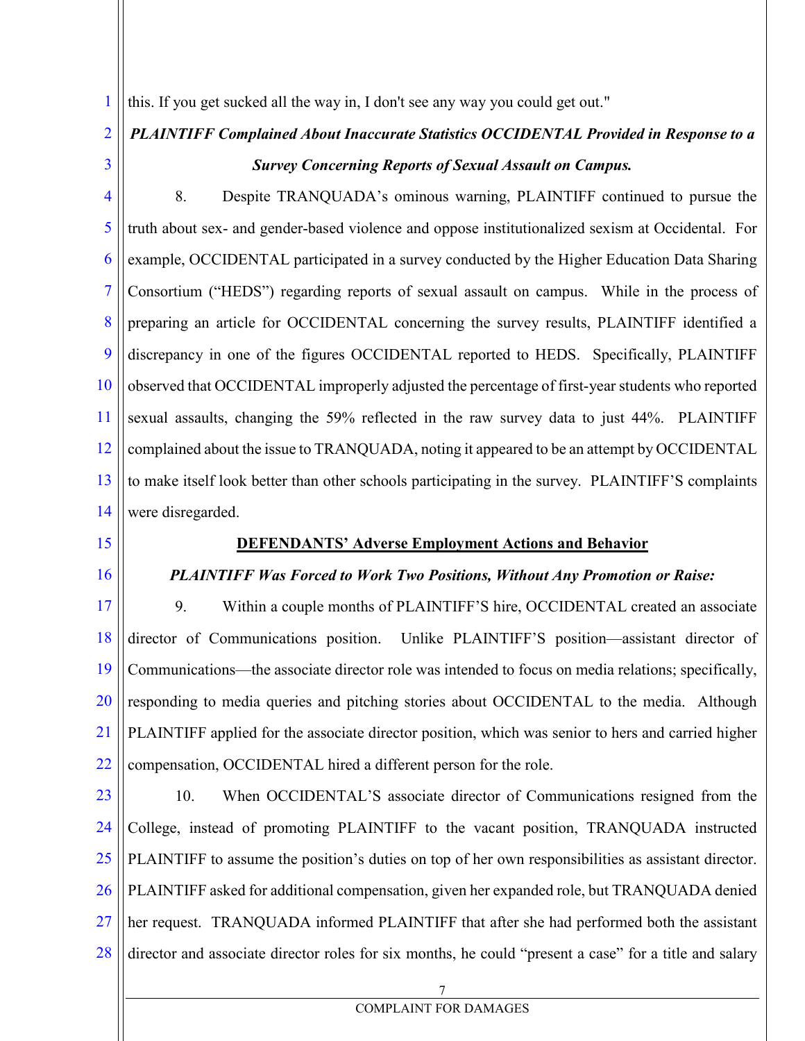this. If you get sucked all the way in, I don't see any way you could get out."

***PLAINTIFF Complained About Inaccurate Statistics OCCIDENTAL Provided in Response to a Survey Concerning Reports of Sexual Assault on Campus.***

8. Despite TRANQUADA's ominous warning, PLAINTIFF continued to pursue the truth about sex- and gender-based violence and oppose institutionalized sexism at Occidental. For example, OCCIDENTAL participated in a survey conducted by the Higher Education Data Sharing Consortium ("HEDS") regarding reports of sexual assault on campus. While in the process of preparing an article for OCCIDENTAL concerning the survey results, PLAINTIFF identified a discrepancy in one of the figures OCCIDENTAL reported to HEDS. Specifically, PLAINTIFF observed that OCCIDENTAL improperly adjusted the percentage of first-year students who reported sexual assaults, changing the 59% reflected in the raw survey data to just 44%. PLAINTIFF complained about the issue to TRANQUADA, noting it appeared to be an attempt by OCCIDENTAL to make itself look better than other schools participating in the survey. PLAINTIFF'S complaints were disregarded.

**DEFENDANTS' Adverse Employment Actions and Behavior**

***PLAINTIFF Was Forced to Work Two Positions, Without Any Promotion or Raise:***

9. Within a couple months of PLAINTIFF'S hire, OCCIDENTAL created an associate director of Communications position. Unlike PLAINTIFF'S position—assistant director of Communications—the associate director role was intended to focus on media relations; specifically, responding to media queries and pitching stories about OCCIDENTAL to the media. Although PLAINTIFF applied for the associate director position, which was senior to hers and carried higher compensation, OCCIDENTAL hired a different person for the role.

10. When OCCIDENTAL'S associate director of Communications resigned from the College, instead of promoting PLAINTIFF to the vacant position, TRANQUADA instructed PLAINTIFF to assume the position's duties on top of her own responsibilities as assistant director. PLAINTIFF asked for additional compensation, given her expanded role, but TRANQUADA denied her request. TRANQUADA informed PLAINTIFF that after she had performed both the assistant director and associate director roles for six months, he could "present a case" for a title and salary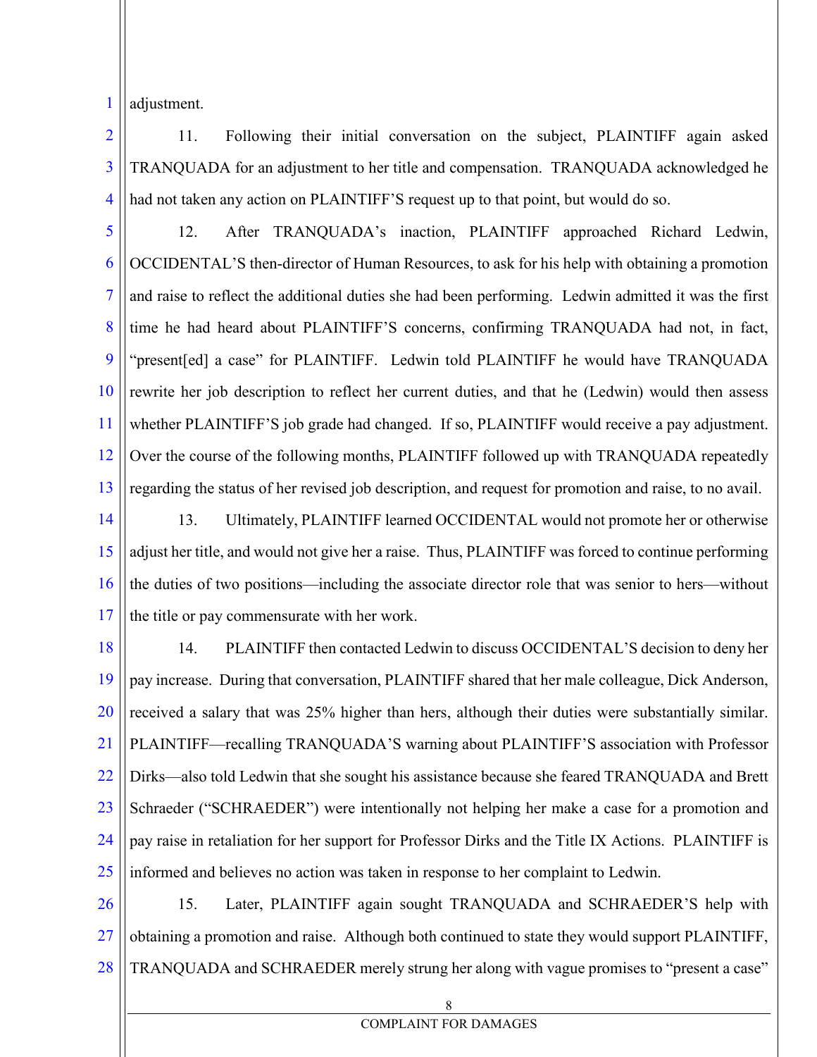adjustment.

11. Following their initial conversation on the subject, PLAINTIFF again asked TRANQUADA for an adjustment to her title and compensation. TRANQUADA acknowledged he had not taken any action on PLAINTIFF'S request up to that point, but would do so.

12. After TRANQUADA's inaction, PLAINTIFF approached Richard Ledwin, OCCIDENTAL'S then-director of Human Resources, to ask for his help with obtaining a promotion and raise to reflect the additional duties she had been performing. Ledwin admitted it was the first time he had heard about PLAINTIFF'S concerns, confirming TRANQUADA had not, in fact, "present[ed] a case" for PLAINTIFF. Ledwin told PLAINTIFF he would have TRANQUADA rewrite her job description to reflect her current duties, and that he (Ledwin) would then assess whether PLAINTIFF'S job grade had changed. If so, PLAINTIFF would receive a pay adjustment. Over the course of the following months, PLAINTIFF followed up with TRANQUADA repeatedly regarding the status of her revised job description, and request for promotion and raise, to no avail.

13. Ultimately, PLAINTIFF learned OCCIDENTAL would not promote her or otherwise adjust her title, and would not give her a raise. Thus, PLAINTIFF was forced to continue performing the duties of two positions—including the associate director role that was senior to hers—without the title or pay commensurate with her work.

14. PLAINTIFF then contacted Ledwin to discuss OCCIDENTAL'S decision to deny her pay increase. During that conversation, PLAINTIFF shared that her male colleague, Dick Anderson, received a salary that was 25% higher than hers, although their duties were substantially similar. PLAINTIFF—recalling TRANQUADA'S warning about PLAINTIFF'S association with Professor Dirks—also told Ledwin that she sought his assistance because she feared TRANQUADA and Brett Schraeder ("SCHRAEDER") were intentionally not helping her make a case for a promotion and pay raise in retaliation for her support for Professor Dirks and the Title IX Actions. PLAINTIFF is informed and believes no action was taken in response to her complaint to Ledwin.

15. Later, PLAINTIFF again sought TRANQUADA and SCHRAEDER'S help with obtaining a promotion and raise. Although both continued to state they would support PLAINTIFF, TRANQUADA and SCHRAEDER merely strung her along with vague promises to "present a case"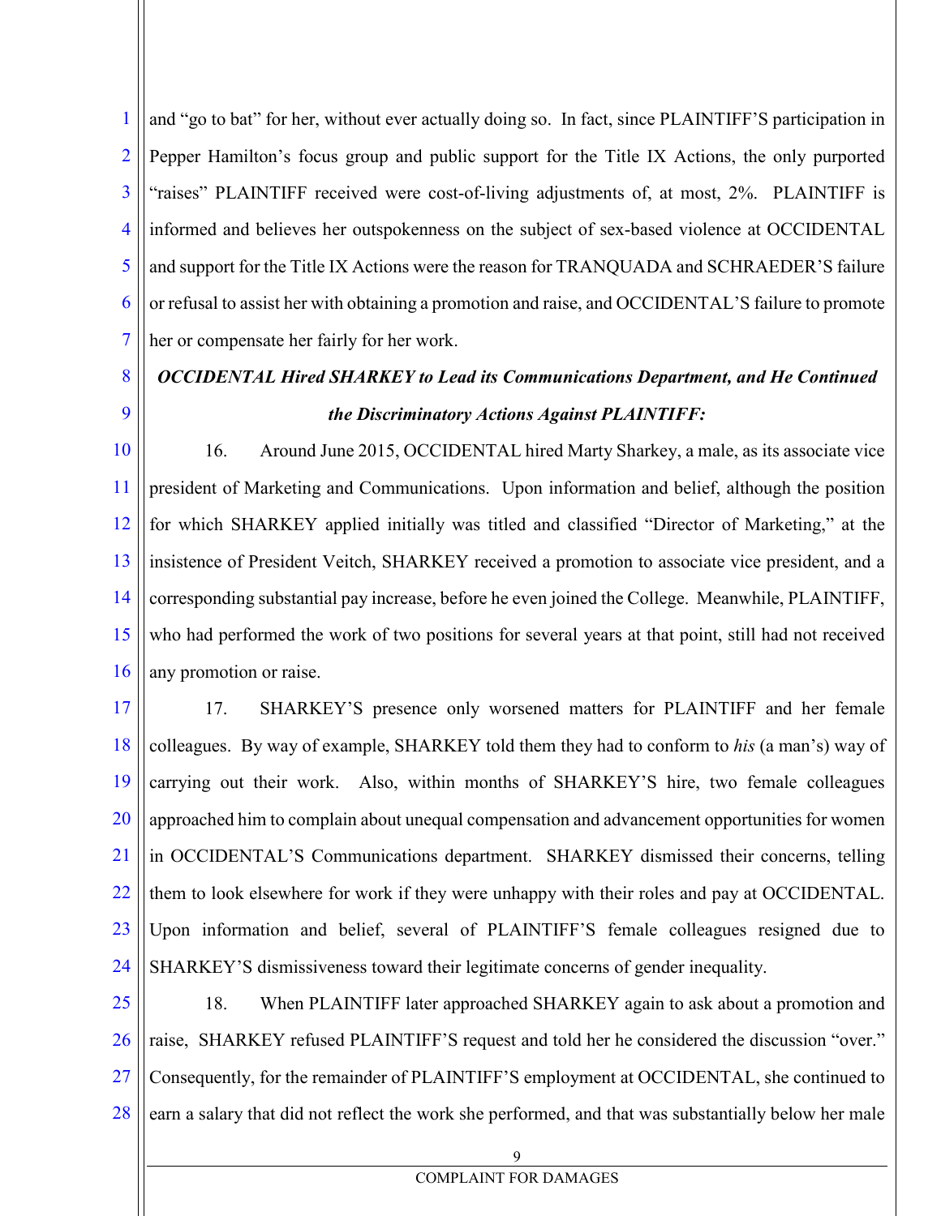and "go to bat" for her, without ever actually doing so. In fact, since PLAINTIFF'S participation in Pepper Hamilton's focus group and public support for the Title IX Actions, the only purported "raises" PLAINTIFF received were cost-of-living adjustments of, at most, 2%. PLAINTIFF is informed and believes her outspokenness on the subject of sex-based violence at OCCIDENTAL and support for the Title IX Actions were the reason for TRANQUADA and SCHRAEDER'S failure or refusal to assist her with obtaining a promotion and raise, and OCCIDENTAL'S failure to promote her or compensate her fairly for her work.

***OCCIDENTAL Hired SHARKEY to Lead its Communications Department, and He Continued the Discriminatory Actions Against PLAINTIFF:***

16. Around June 2015, OCCIDENTAL hired Marty Sharkey, a male, as its associate vice president of Marketing and Communications. Upon information and belief, although the position for which SHARKEY applied initially was titled and classified "Director of Marketing," at the insistence of President Veitch, SHARKEY received a promotion to associate vice president, and a corresponding substantial pay increase, before he even joined the College. Meanwhile, PLAINTIFF, who had performed the work of two positions for several years at that point, still had not received any promotion or raise.

17. SHARKEY'S presence only worsened matters for PLAINTIFF and her female colleagues. By way of example, SHARKEY told them they had to conform to *his* (a man's) way of carrying out their work. Also, within months of SHARKEY'S hire, two female colleagues approached him to complain about unequal compensation and advancement opportunities for women in OCCIDENTAL'S Communications department. SHARKEY dismissed their concerns, telling them to look elsewhere for work if they were unhappy with their roles and pay at OCCIDENTAL. Upon information and belief, several of PLAINTIFF'S female colleagues resigned due to SHARKEY'S dismissiveness toward their legitimate concerns of gender inequality.

18. When PLAINTIFF later approached SHARKEY again to ask about a promotion and raise, SHARKEY refused PLAINTIFF'S request and told her he considered the discussion "over." Consequently, for the remainder of PLAINTIFF'S employment at OCCIDENTAL, she continued to earn a salary that did not reflect the work she performed, and that was substantially below her male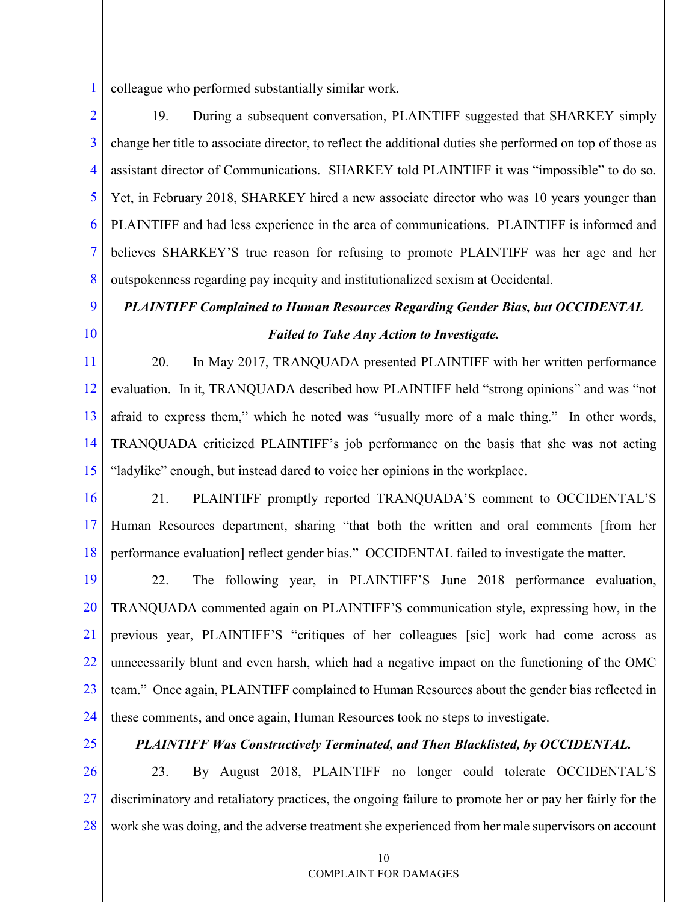colleague who performed substantially similar work.

19. During a subsequent conversation, PLAINTIFF suggested that SHARKEY simply change her title to associate director, to reflect the additional duties she performed on top of those as assistant director of Communications. SHARKEY told PLAINTIFF it was "impossible" to do so. Yet, in February 2018, SHARKEY hired a new associate director who was 10 years younger than PLAINTIFF and had less experience in the area of communications. PLAINTIFF is informed and believes SHARKEY'S true reason for refusing to promote PLAINTIFF was her age and her outspokenness regarding pay inequity and institutionalized sexism at Occidental.

***PLAINTIFF Complained to Human Resources Regarding Gender Bias, but OCCIDENTAL Failed to Take Any Action to Investigate.***

20. In May 2017, TRANQUADA presented PLAINTIFF with her written performance evaluation. In it, TRANQUADA described how PLAINTIFF held "strong opinions" and was "not afraid to express them," which he noted was "usually more of a male thing." In other words, TRANQUADA criticized PLAINTIFF's job performance on the basis that she was not acting "ladylike" enough, but instead dared to voice her opinions in the workplace.

21. PLAINTIFF promptly reported TRANQUADA'S comment to OCCIDENTAL'S Human Resources department, sharing "that both the written and oral comments [from her performance evaluation] reflect gender bias." OCCIDENTAL failed to investigate the matter.

22. The following year, in PLAINTIFF'S June 2018 performance evaluation, TRANQUADA commented again on PLAINTIFF'S communication style, expressing how, in the previous year, PLAINTIFF'S "critiques of her colleagues [sic] work had come across as unnecessarily blunt and even harsh, which had a negative impact on the functioning of the OMC team." Once again, PLAINTIFF complained to Human Resources about the gender bias reflected in these comments, and once again, Human Resources took no steps to investigate.

***PLAINTIFF Was Constructively Terminated, and Then Blacklisted, by OCCIDENTAL.***

23. By August 2018, PLAINTIFF no longer could tolerate OCCIDENTAL'S discriminatory and retaliatory practices, the ongoing failure to promote her or pay her fairly for the work she was doing, and the adverse treatment she experienced from her male supervisors on account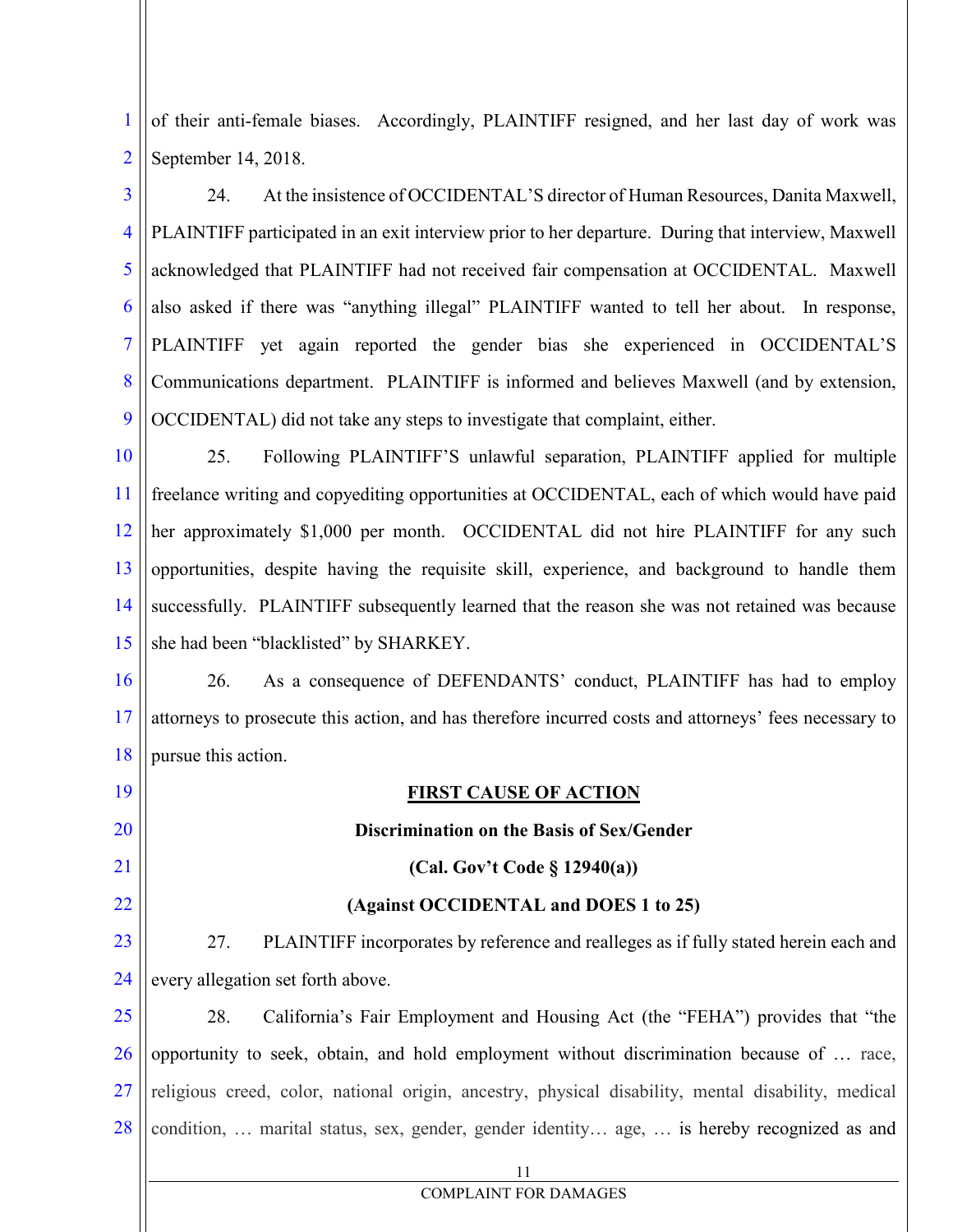of their anti-female biases. Accordingly, PLAINTIFF resigned, and her last day of work was September 14, 2018.

24. At the insistence of OCCIDENTAL'S director of Human Resources, Danita Maxwell, PLAINTIFF participated in an exit interview prior to her departure. During that interview, Maxwell acknowledged that PLAINTIFF had not received fair compensation at OCCIDENTAL. Maxwell also asked if there was "anything illegal" PLAINTIFF wanted to tell her about. In response, PLAINTIFF yet again reported the gender bias she experienced in OCCIDENTAL'S Communications department. PLAINTIFF is informed and believes Maxwell (and by extension, OCCIDENTAL) did not take any steps to investigate that complaint, either.

25. Following PLAINTIFF'S unlawful separation, PLAINTIFF applied for multiple freelance writing and copyediting opportunities at OCCIDENTAL, each of which would have paid her approximately $1,000 per month. OCCIDENTAL did not hire PLAINTIFF for any such opportunities, despite having the requisite skill, experience, and background to handle them successfully. PLAINTIFF subsequently learned that the reason she was not retained was because she had been "blacklisted" by SHARKEY.

26. As a consequence of DEFENDANTS' conduct, PLAINTIFF has had to employ attorneys to prosecute this action, and has therefore incurred costs and attorneys' fees necessary to pursue this action.

**FIRST CAUSE OF ACTION**

**Discrimination on the Basis of Sex/Gender**

**(Cal. Gov't Code § 12940(a))**

**(Against OCCIDENTAL and DOES 1 to 25)**

27. PLAINTIFF incorporates by reference and realleges as if fully stated herein each and every allegation set forth above.

28. California's Fair Employment and Housing Act (the "FEHA") provides that "the opportunity to seek, obtain, and hold employment without discrimination because of … race, religious creed, color, national origin, ancestry, physical disability, mental disability, medical condition, … marital status, sex, gender, gender identity… age, … is hereby recognized as and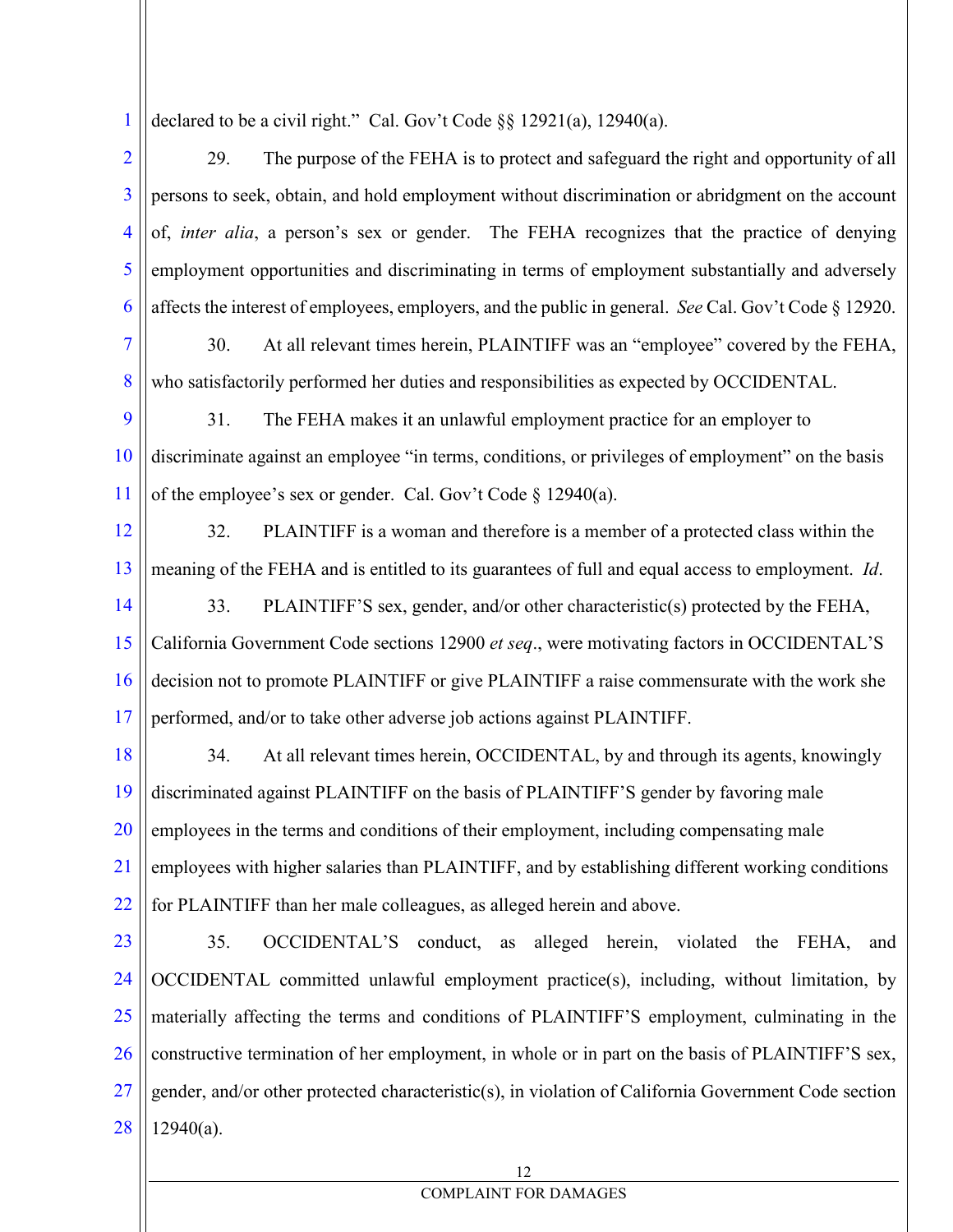declared to be a civil right." Cal. Gov't Code §§ 12921(a), 12940(a).

29. The purpose of the FEHA is to protect and safeguard the right and opportunity of all persons to seek, obtain, and hold employment without discrimination or abridgment on the account of, *inter alia*, a person's sex or gender. The FEHA recognizes that the practice of denying employment opportunities and discriminating in terms of employment substantially and adversely affects the interest of employees, employers, and the public in general. *See* Cal. Gov't Code § 12920.

30. At all relevant times herein, PLAINTIFF was an "employee" covered by the FEHA, who satisfactorily performed her duties and responsibilities as expected by OCCIDENTAL.

31. The FEHA makes it an unlawful employment practice for an employer to discriminate against an employee "in terms, conditions, or privileges of employment" on the basis of the employee's sex or gender. Cal. Gov't Code § 12940(a).

32. PLAINTIFF is a woman and therefore is a member of a protected class within the meaning of the FEHA and is entitled to its guarantees of full and equal access to employment. *Id*.

33. PLAINTIFF'S sex, gender, and/or other characteristic(s) protected by the FEHA, California Government Code sections 12900 *et seq*., were motivating factors in OCCIDENTAL'S decision not to promote PLAINTIFF or give PLAINTIFF a raise commensurate with the work she performed, and/or to take other adverse job actions against PLAINTIFF.

34. At all relevant times herein, OCCIDENTAL, by and through its agents, knowingly discriminated against PLAINTIFF on the basis of PLAINTIFF'S gender by favoring male employees in the terms and conditions of their employment, including compensating male employees with higher salaries than PLAINTIFF, and by establishing different working conditions for PLAINTIFF than her male colleagues, as alleged herein and above.

35. OCCIDENTAL'S conduct, as alleged herein, violated the FEHA, and OCCIDENTAL committed unlawful employment practice(s), including, without limitation, by materially affecting the terms and conditions of PLAINTIFF'S employment, culminating in the constructive termination of her employment, in whole or in part on the basis of PLAINTIFF'S sex, gender, and/or other protected characteristic(s), in violation of California Government Code section 12940(a).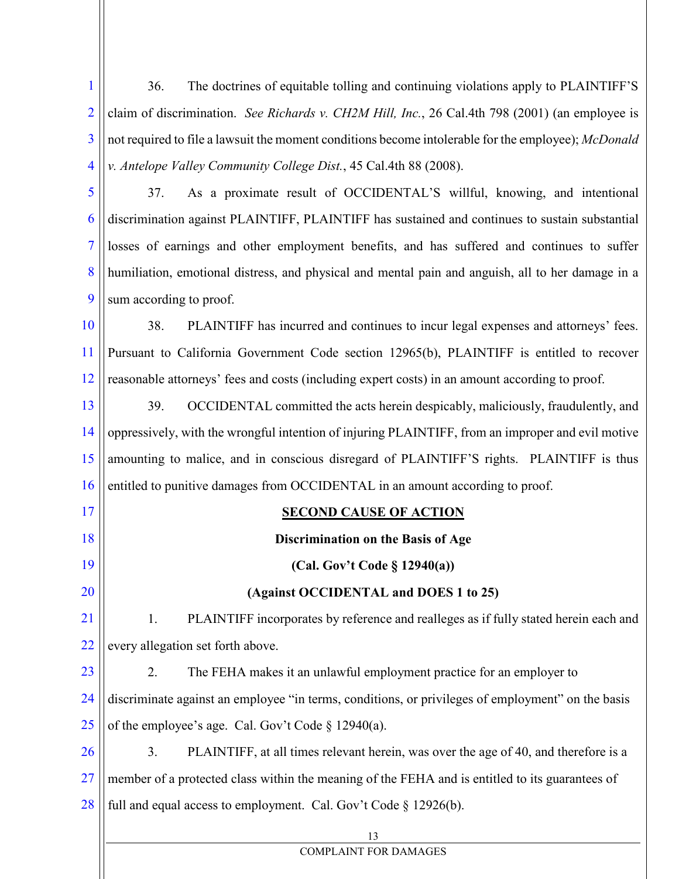36. The doctrines of equitable tolling and continuing violations apply to PLAINTIFF'S claim of discrimination. *See Richards v. CH2M Hill, Inc.*, 26 Cal.4th 798 (2001) (an employee is not required to file a lawsuit the moment conditions become intolerable for the employee); *McDonald v. Antelope Valley Community College Dist.*, 45 Cal.4th 88 (2008).

37. As a proximate result of OCCIDENTAL'S willful, knowing, and intentional discrimination against PLAINTIFF, PLAINTIFF has sustained and continues to sustain substantial losses of earnings and other employment benefits, and has suffered and continues to suffer humiliation, emotional distress, and physical and mental pain and anguish, all to her damage in a sum according to proof.

38. PLAINTIFF has incurred and continues to incur legal expenses and attorneys' fees. Pursuant to California Government Code section 12965(b), PLAINTIFF is entitled to recover reasonable attorneys' fees and costs (including expert costs) in an amount according to proof.

39. OCCIDENTAL committed the acts herein despicably, maliciously, fraudulently, and oppressively, with the wrongful intention of injuring PLAINTIFF, from an improper and evil motive amounting to malice, and in conscious disregard of PLAINTIFF'S rights. PLAINTIFF is thus entitled to punitive damages from OCCIDENTAL in an amount according to proof.

## **SECOND CAUSE OF ACTION**

**Discrimination on the Basis of Age**

**(Cal. Gov't Code § 12940(a))**

**(Against OCCIDENTAL and DOES 1 to 25)**

1. PLAINTIFF incorporates by reference and realleges as if fully stated herein each and every allegation set forth above.

2. The FEHA makes it an unlawful employment practice for an employer to discriminate against an employee "in terms, conditions, or privileges of employment" on the basis of the employee's age. Cal. Gov't Code § 12940(a).

3. PLAINTIFF, at all times relevant herein, was over the age of 40, and therefore is a member of a protected class within the meaning of the FEHA and is entitled to its guarantees of full and equal access to employment. Cal. Gov't Code § 12926(b).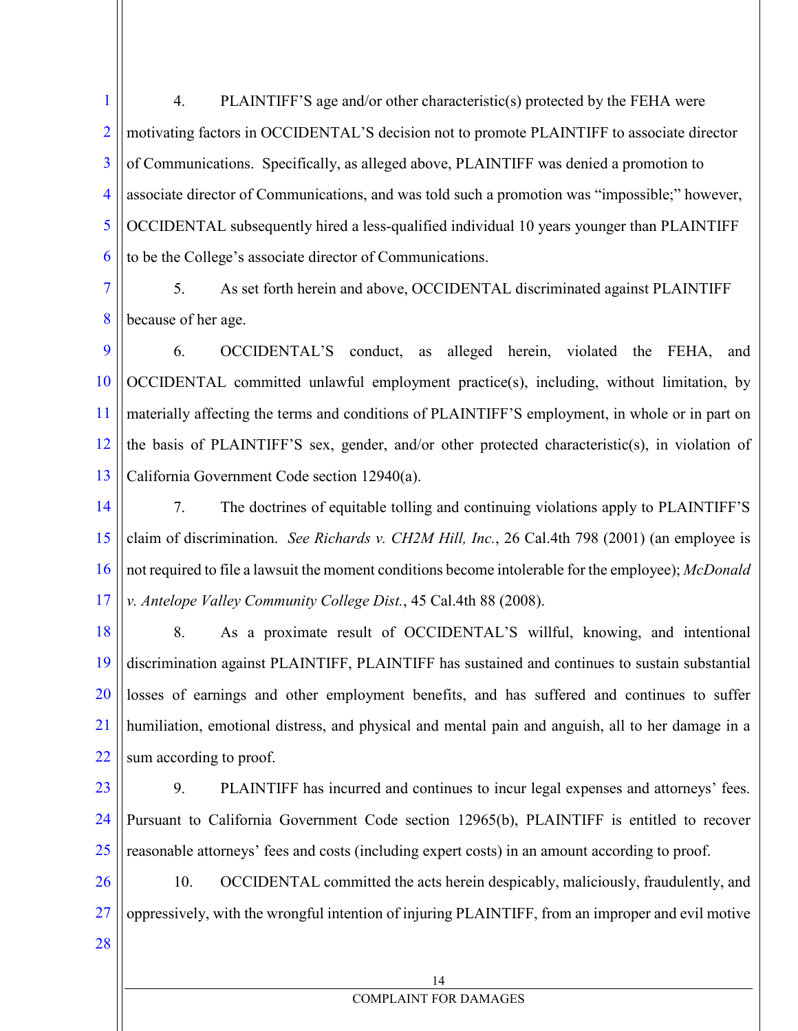4. PLAINTIFF'S age and/or other characteristic(s) protected by the FEHA were motivating factors in OCCIDENTAL'S decision not to promote PLAINTIFF to associate director of Communications. Specifically, as alleged above, PLAINTIFF was denied a promotion to associate director of Communications, and was told such a promotion was "impossible;" however, OCCIDENTAL subsequently hired a less-qualified individual 10 years younger than PLAINTIFF to be the College's associate director of Communications.

5. As set forth herein and above, OCCIDENTAL discriminated against PLAINTIFF because of her age.

6. OCCIDENTAL'S conduct, as alleged herein, violated the FEHA, and OCCIDENTAL committed unlawful employment practice(s), including, without limitation, by materially affecting the terms and conditions of PLAINTIFF'S employment, in whole or in part on the basis of PLAINTIFF'S sex, gender, and/or other protected characteristic(s), in violation of California Government Code section 12940(a).

7. The doctrines of equitable tolling and continuing violations apply to PLAINTIFF'S claim of discrimination. *See Richards v. CH2M Hill, Inc.*, 26 Cal.4th 798 (2001) (an employee is not required to file a lawsuit the moment conditions become intolerable for the employee); *McDonald v. Antelope Valley Community College Dist.*, 45 Cal.4th 88 (2008).

8. As a proximate result of OCCIDENTAL'S willful, knowing, and intentional discrimination against PLAINTIFF, PLAINTIFF has sustained and continues to sustain substantial losses of earnings and other employment benefits, and has suffered and continues to suffer humiliation, emotional distress, and physical and mental pain and anguish, all to her damage in a sum according to proof.

9. PLAINTIFF has incurred and continues to incur legal expenses and attorneys' fees. Pursuant to California Government Code section 12965(b), PLAINTIFF is entitled to recover reasonable attorneys' fees and costs (including expert costs) in an amount according to proof.

10. OCCIDENTAL committed the acts herein despicably, maliciously, fraudulently, and oppressively, with the wrongful intention of injuring PLAINTIFF, from an improper and evil motive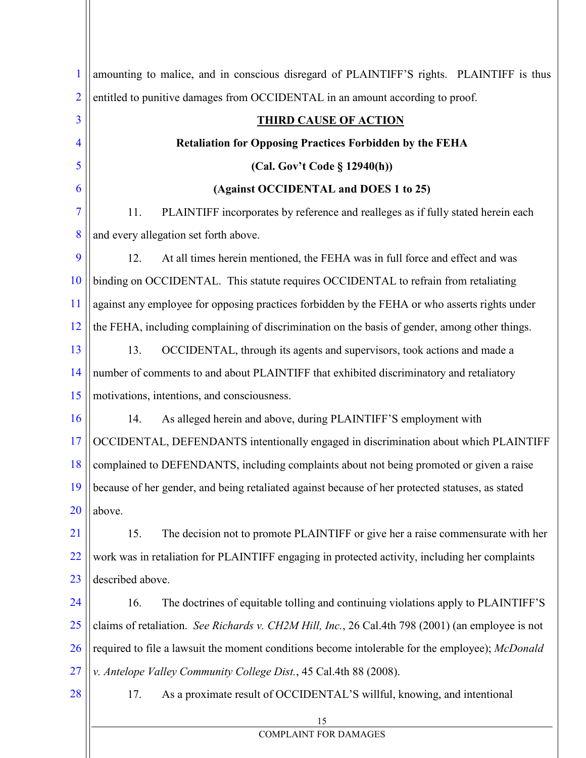amounting to malice, and in conscious disregard of PLAINTIFF'S rights. PLAINTIFF is thus entitled to punitive damages from OCCIDENTAL in an amount according to proof.

**THIRD CAUSE OF ACTION**

**Retaliation for Opposing Practices Forbidden by the FEHA**

**(Cal. Gov't Code § 12940(h))**

**(Against OCCIDENTAL and DOES 1 to 25)**

11. PLAINTIFF incorporates by reference and realleges as if fully stated herein each and every allegation set forth above.

12. At all times herein mentioned, the FEHA was in full force and effect and was binding on OCCIDENTAL. This statute requires OCCIDENTAL to refrain from retaliating against any employee for opposing practices forbidden by the FEHA or who asserts rights under the FEHA, including complaining of discrimination on the basis of gender, among other things.

13. OCCIDENTAL, through its agents and supervisors, took actions and made a number of comments to and about PLAINTIFF that exhibited discriminatory and retaliatory motivations, intentions, and consciousness.

14. As alleged herein and above, during PLAINTIFF'S employment with OCCIDENTAL, DEFENDANTS intentionally engaged in discrimination about which PLAINTIFF complained to DEFENDANTS, including complaints about not being promoted or given a raise because of her gender, and being retaliated against because of her protected statuses, as stated above.

15. The decision not to promote PLAINTIFF or give her a raise commensurate with her work was in retaliation for PLAINTIFF engaging in protected activity, including her complaints described above.

16. The doctrines of equitable tolling and continuing violations apply to PLAINTIFF'S claims of retaliation. *See Richards v. CH2M Hill, Inc.*, 26 Cal.4th 798 (2001) (an employee is not required to file a lawsuit the moment conditions become intolerable for the employee); *McDonald v. Antelope Valley Community College Dist.*, 45 Cal.4th 88 (2008).

17. As a proximate result of OCCIDENTAL'S willful, knowing, and intentional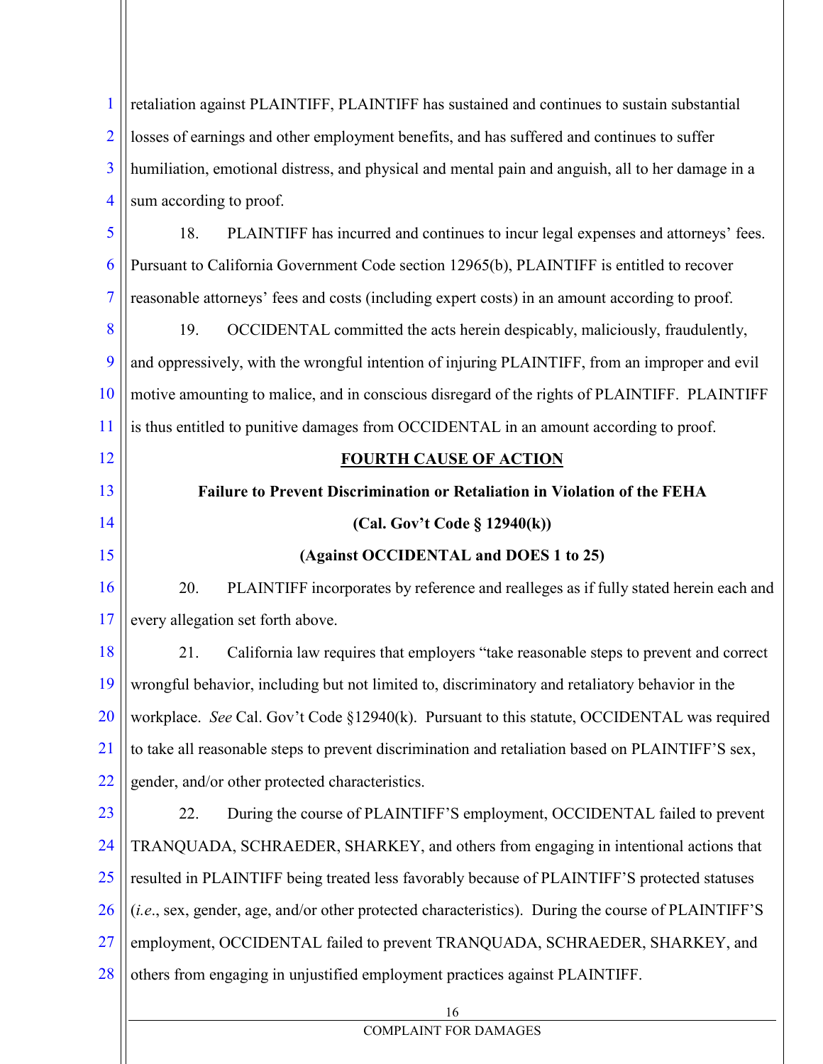retaliation against PLAINTIFF, PLAINTIFF has sustained and continues to sustain substantial losses of earnings and other employment benefits, and has suffered and continues to suffer humiliation, emotional distress, and physical and mental pain and anguish, all to her damage in a sum according to proof.

18. PLAINTIFF has incurred and continues to incur legal expenses and attorneys' fees. Pursuant to California Government Code section 12965(b), PLAINTIFF is entitled to recover reasonable attorneys' fees and costs (including expert costs) in an amount according to proof.

19. OCCIDENTAL committed the acts herein despicably, maliciously, fraudulently, and oppressively, with the wrongful intention of injuring PLAINTIFF, from an improper and evil motive amounting to malice, and in conscious disregard of the rights of PLAINTIFF. PLAINTIFF is thus entitled to punitive damages from OCCIDENTAL in an amount according to proof.

## FOURTH CAUSE OF ACTION

**Failure to Prevent Discrimination or Retaliation in Violation of the FEHA**

**(Cal. Gov't Code § 12940(k))**

**(Against OCCIDENTAL and DOES 1 to 25)**

20. PLAINTIFF incorporates by reference and realleges as if fully stated herein each and every allegation set forth above.

21. California law requires that employers "take reasonable steps to prevent and correct wrongful behavior, including but not limited to, discriminatory and retaliatory behavior in the workplace. *See* Cal. Gov't Code §12940(k). Pursuant to this statute, OCCIDENTAL was required to take all reasonable steps to prevent discrimination and retaliation based on PLAINTIFF'S sex, gender, and/or other protected characteristics.

22. During the course of PLAINTIFF'S employment, OCCIDENTAL failed to prevent TRANQUADA, SCHRAEDER, SHARKEY, and others from engaging in intentional actions that resulted in PLAINTIFF being treated less favorably because of PLAINTIFF'S protected statuses (*i.e*., sex, gender, age, and/or other protected characteristics). During the course of PLAINTIFF'S employment, OCCIDENTAL failed to prevent TRANQUADA, SCHRAEDER, SHARKEY, and others from engaging in unjustified employment practices against PLAINTIFF.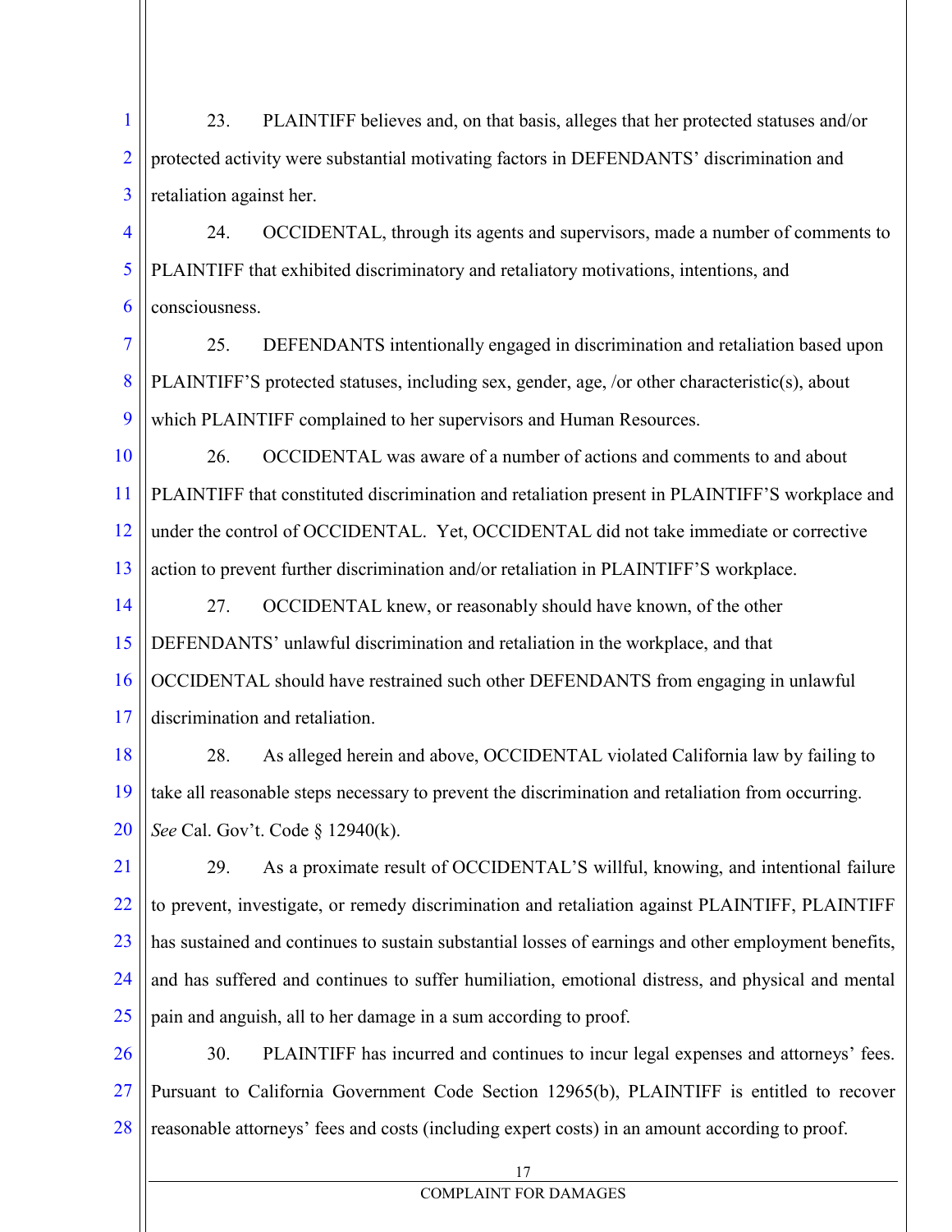23. PLAINTIFF believes and, on that basis, alleges that her protected statuses and/or protected activity were substantial motivating factors in DEFENDANTS' discrimination and retaliation against her.

24. OCCIDENTAL, through its agents and supervisors, made a number of comments to PLAINTIFF that exhibited discriminatory and retaliatory motivations, intentions, and consciousness.

25. DEFENDANTS intentionally engaged in discrimination and retaliation based upon PLAINTIFF'S protected statuses, including sex, gender, age, /or other characteristic(s), about which PLAINTIFF complained to her supervisors and Human Resources.

26. OCCIDENTAL was aware of a number of actions and comments to and about PLAINTIFF that constituted discrimination and retaliation present in PLAINTIFF'S workplace and under the control of OCCIDENTAL. Yet, OCCIDENTAL did not take immediate or corrective action to prevent further discrimination and/or retaliation in PLAINTIFF'S workplace.

27. OCCIDENTAL knew, or reasonably should have known, of the other DEFENDANTS' unlawful discrimination and retaliation in the workplace, and that OCCIDENTAL should have restrained such other DEFENDANTS from engaging in unlawful discrimination and retaliation.

28. As alleged herein and above, OCCIDENTAL violated California law by failing to take all reasonable steps necessary to prevent the discrimination and retaliation from occurring. *See* Cal. Gov't. Code § 12940(k).

29. As a proximate result of OCCIDENTAL'S willful, knowing, and intentional failure to prevent, investigate, or remedy discrimination and retaliation against PLAINTIFF, PLAINTIFF has sustained and continues to sustain substantial losses of earnings and other employment benefits, and has suffered and continues to suffer humiliation, emotional distress, and physical and mental pain and anguish, all to her damage in a sum according to proof.

30. PLAINTIFF has incurred and continues to incur legal expenses and attorneys' fees. Pursuant to California Government Code Section 12965(b), PLAINTIFF is entitled to recover reasonable attorneys' fees and costs (including expert costs) in an amount according to proof.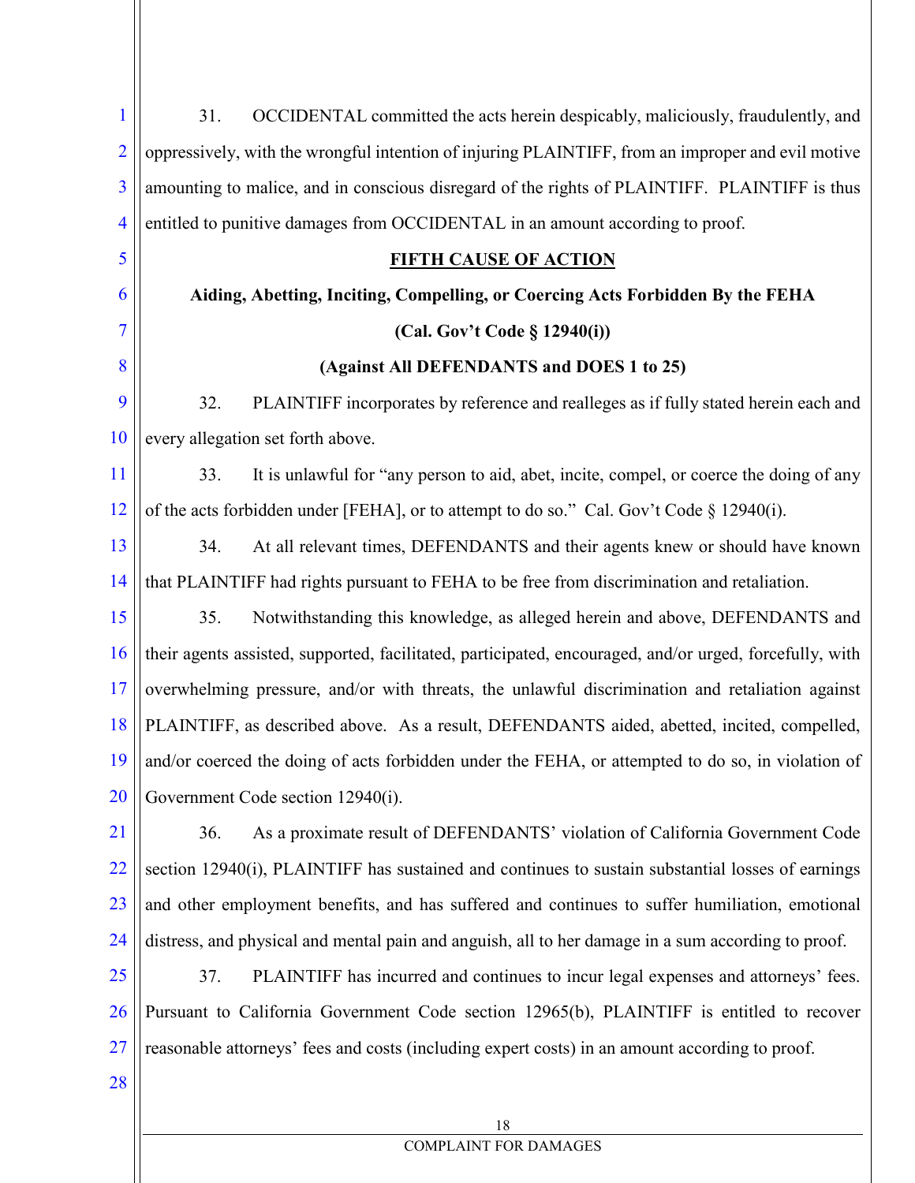31. OCCIDENTAL committed the acts herein despicably, maliciously, fraudulently, and oppressively, with the wrongful intention of injuring PLAINTIFF, from an improper and evil motive amounting to malice, and in conscious disregard of the rights of PLAINTIFF. PLAINTIFF is thus entitled to punitive damages from OCCIDENTAL in an amount according to proof.

**<u>FIFTH CAUSE OF ACTION</u>**

**Aiding, Abetting, Inciting, Compelling, or Coercing Acts Forbidden By the FEHA**

**(Cal. Gov't Code § 12940(i))**

**(Against All DEFENDANTS and DOES 1 to 25)**

32. PLAINTIFF incorporates by reference and realleges as if fully stated herein each and every allegation set forth above.

33. It is unlawful for "any person to aid, abet, incite, compel, or coerce the doing of any of the acts forbidden under [FEHA], or to attempt to do so." Cal. Gov't Code § 12940(i).

34. At all relevant times, DEFENDANTS and their agents knew or should have known that PLAINTIFF had rights pursuant to FEHA to be free from discrimination and retaliation.

35. Notwithstanding this knowledge, as alleged herein and above, DEFENDANTS and their agents assisted, supported, facilitated, participated, encouraged, and/or urged, forcefully, with overwhelming pressure, and/or with threats, the unlawful discrimination and retaliation against PLAINTIFF, as described above. As a result, DEFENDANTS aided, abetted, incited, compelled, and/or coerced the doing of acts forbidden under the FEHA, or attempted to do so, in violation of Government Code section 12940(i).

36. As a proximate result of DEFENDANTS' violation of California Government Code section 12940(i), PLAINTIFF has sustained and continues to sustain substantial losses of earnings and other employment benefits, and has suffered and continues to suffer humiliation, emotional distress, and physical and mental pain and anguish, all to her damage in a sum according to proof.

37. PLAINTIFF has incurred and continues to incur legal expenses and attorneys' fees. Pursuant to California Government Code section 12965(b), PLAINTIFF is entitled to recover reasonable attorneys' fees and costs (including expert costs) in an amount according to proof.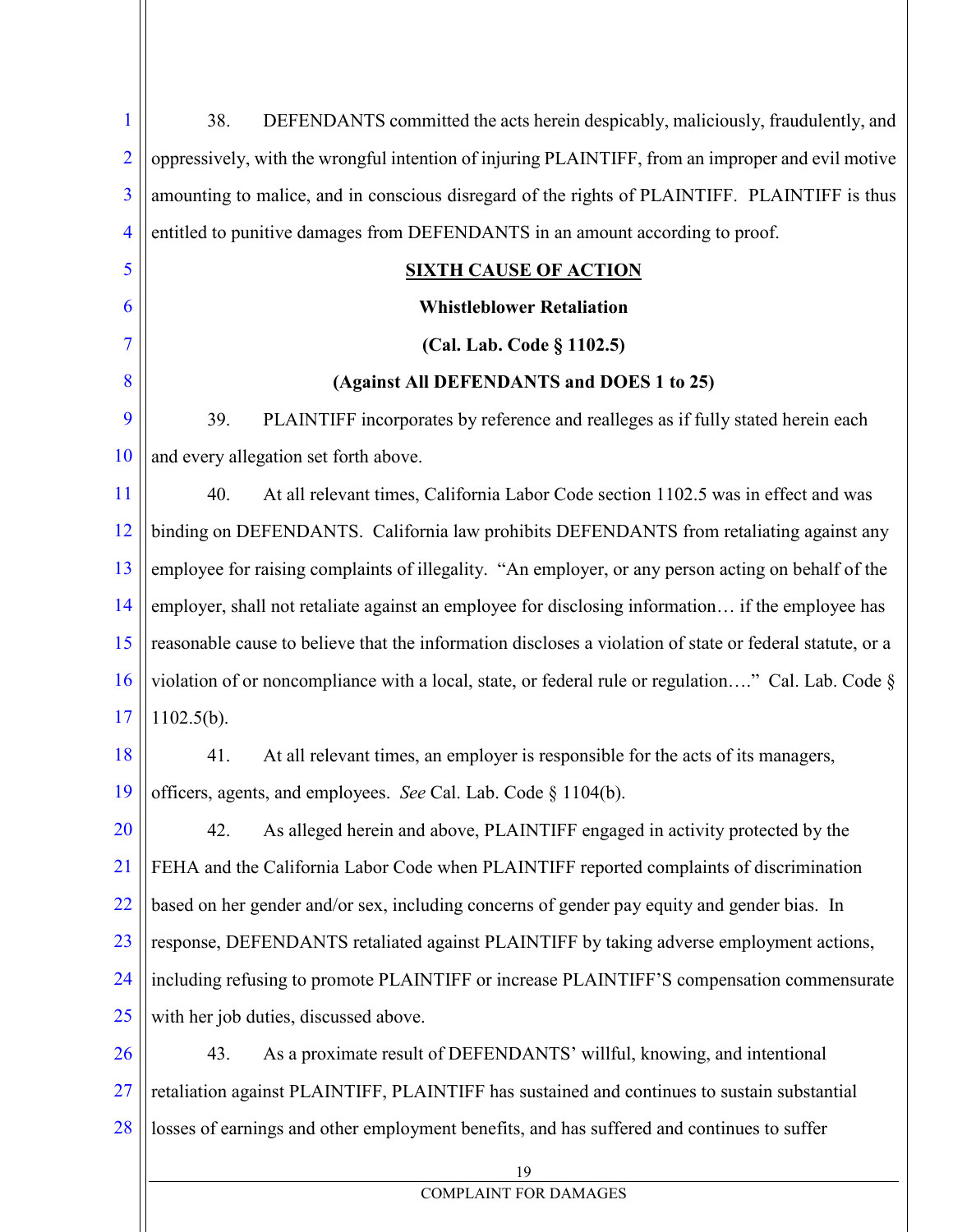38. DEFENDANTS committed the acts herein despicably, maliciously, fraudulently, and oppressively, with the wrongful intention of injuring PLAINTIFF, from an improper and evil motive amounting to malice, and in conscious disregard of the rights of PLAINTIFF. PLAINTIFF is thus entitled to punitive damages from DEFENDANTS in an amount according to proof.

**SIXTH CAUSE OF ACTION**

**Whistleblower Retaliation**

**(Cal. Lab. Code § 1102.5)**

**(Against All DEFENDANTS and DOES 1 to 25)**

39. PLAINTIFF incorporates by reference and realleges as if fully stated herein each and every allegation set forth above.

40. At all relevant times, California Labor Code section 1102.5 was in effect and was binding on DEFENDANTS. California law prohibits DEFENDANTS from retaliating against any employee for raising complaints of illegality. "An employer, or any person acting on behalf of the employer, shall not retaliate against an employee for disclosing information… if the employee has reasonable cause to believe that the information discloses a violation of state or federal statute, or a violation of or noncompliance with a local, state, or federal rule or regulation…." Cal. Lab. Code § 1102.5(b).

41. At all relevant times, an employer is responsible for the acts of its managers, officers, agents, and employees. *See* Cal. Lab. Code § 1104(b).

42. As alleged herein and above, PLAINTIFF engaged in activity protected by the FEHA and the California Labor Code when PLAINTIFF reported complaints of discrimination based on her gender and/or sex, including concerns of gender pay equity and gender bias. In response, DEFENDANTS retaliated against PLAINTIFF by taking adverse employment actions, including refusing to promote PLAINTIFF or increase PLAINTIFF'S compensation commensurate with her job duties, discussed above.

43. As a proximate result of DEFENDANTS' willful, knowing, and intentional retaliation against PLAINTIFF, PLAINTIFF has sustained and continues to sustain substantial losses of earnings and other employment benefits, and has suffered and continues to suffer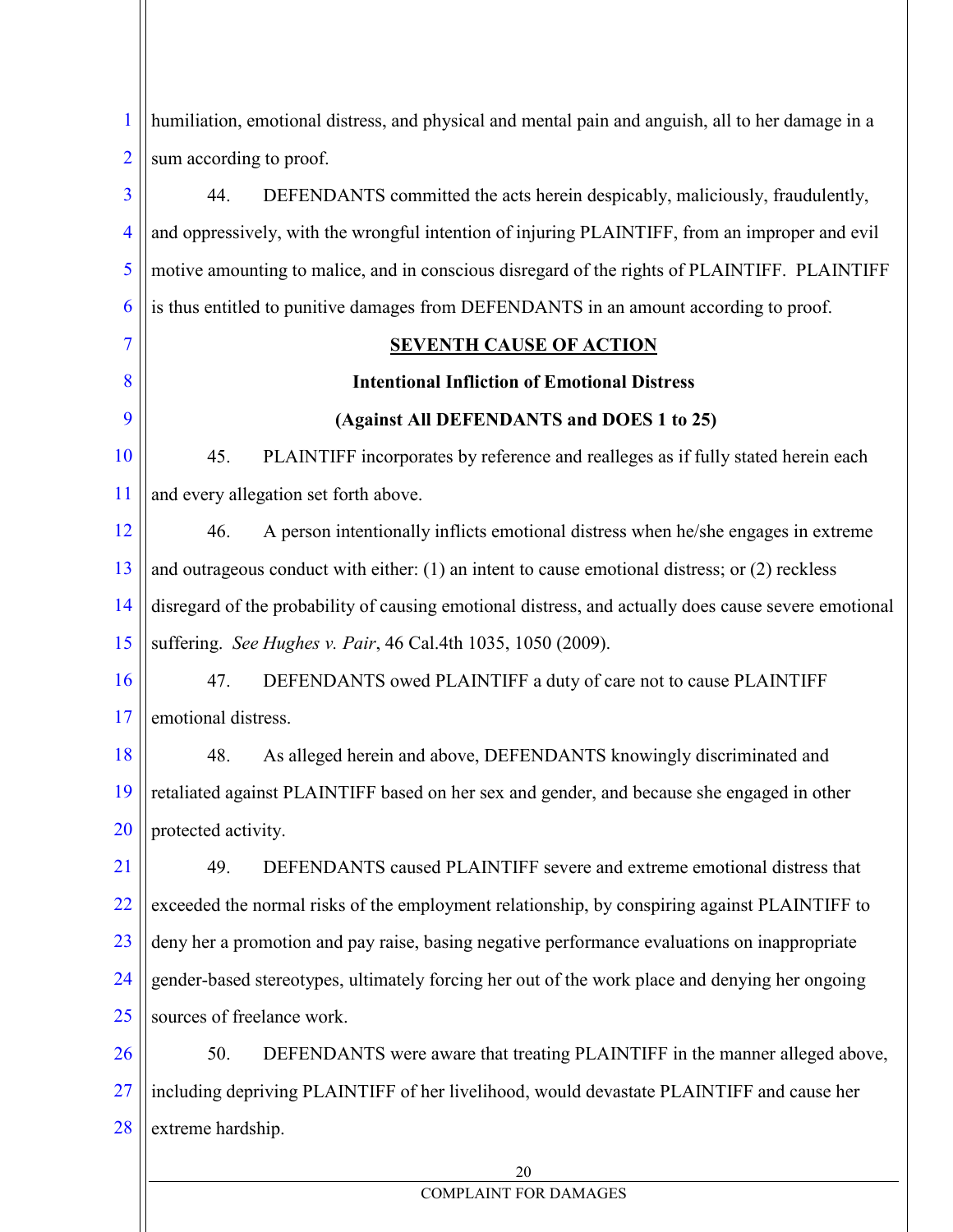humiliation, emotional distress, and physical and mental pain and anguish, all to her damage in a sum according to proof.

44. DEFENDANTS committed the acts herein despicably, maliciously, fraudulently, and oppressively, with the wrongful intention of injuring PLAINTIFF, from an improper and evil motive amounting to malice, and in conscious disregard of the rights of PLAINTIFF. PLAINTIFF is thus entitled to punitive damages from DEFENDANTS in an amount according to proof.

## SEVENTH CAUSE OF ACTION

**Intentional Infliction of Emotional Distress**

**(Against All DEFENDANTS and DOES 1 to 25)**

45. PLAINTIFF incorporates by reference and realleges as if fully stated herein each and every allegation set forth above.

46. A person intentionally inflicts emotional distress when he/she engages in extreme and outrageous conduct with either: (1) an intent to cause emotional distress; or (2) reckless disregard of the probability of causing emotional distress, and actually does cause severe emotional suffering. *See Hughes v. Pair*, 46 Cal.4th 1035, 1050 (2009).

47. DEFENDANTS owed PLAINTIFF a duty of care not to cause PLAINTIFF emotional distress.

48. As alleged herein and above, DEFENDANTS knowingly discriminated and retaliated against PLAINTIFF based on her sex and gender, and because she engaged in other protected activity.

49. DEFENDANTS caused PLAINTIFF severe and extreme emotional distress that exceeded the normal risks of the employment relationship, by conspiring against PLAINTIFF to deny her a promotion and pay raise, basing negative performance evaluations on inappropriate gender-based stereotypes, ultimately forcing her out of the work place and denying her ongoing sources of freelance work.

50. DEFENDANTS were aware that treating PLAINTIFF in the manner alleged above, including depriving PLAINTIFF of her livelihood, would devastate PLAINTIFF and cause her extreme hardship.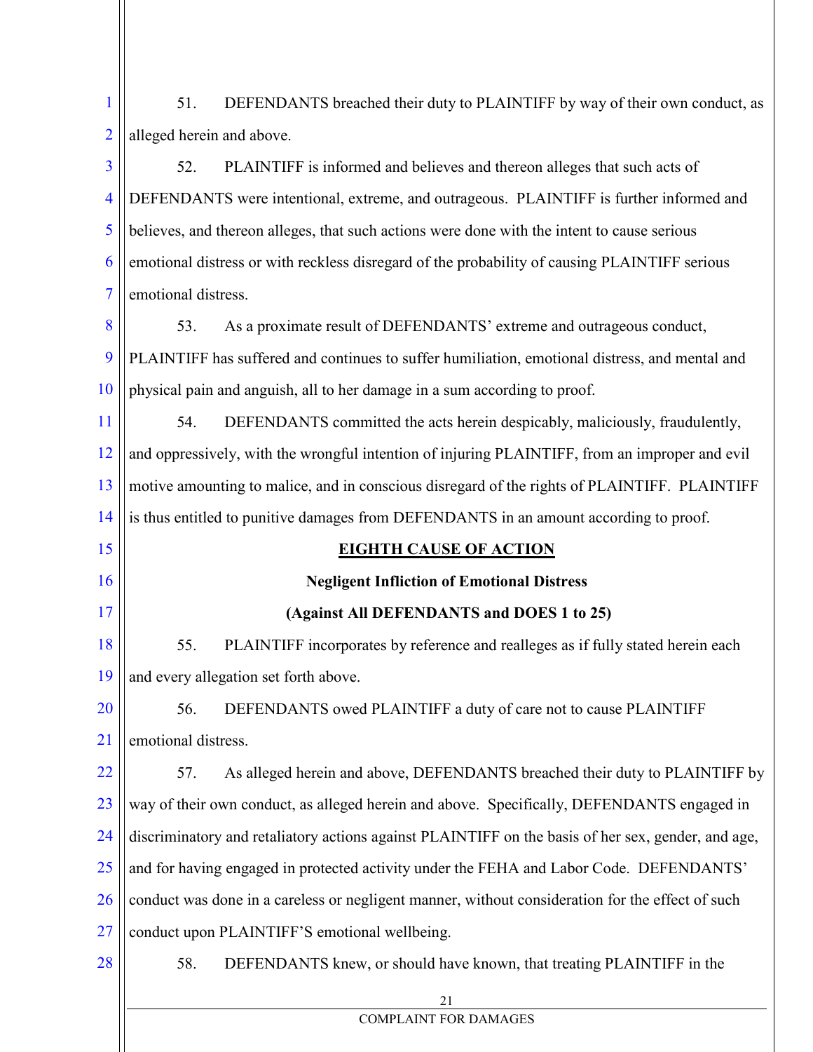51. DEFENDANTS breached their duty to PLAINTIFF by way of their own conduct, as alleged herein and above.

52. PLAINTIFF is informed and believes and thereon alleges that such acts of DEFENDANTS were intentional, extreme, and outrageous. PLAINTIFF is further informed and believes, and thereon alleges, that such actions were done with the intent to cause serious emotional distress or with reckless disregard of the probability of causing PLAINTIFF serious emotional distress.

53. As a proximate result of DEFENDANTS' extreme and outrageous conduct, PLAINTIFF has suffered and continues to suffer humiliation, emotional distress, and mental and physical pain and anguish, all to her damage in a sum according to proof.

54. DEFENDANTS committed the acts herein despicably, maliciously, fraudulently, and oppressively, with the wrongful intention of injuring PLAINTIFF, from an improper and evil motive amounting to malice, and in conscious disregard of the rights of PLAINTIFF. PLAINTIFF is thus entitled to punitive damages from DEFENDANTS in an amount according to proof.

**EIGHTH CAUSE OF ACTION**

**Negligent Infliction of Emotional Distress**

**(Against All DEFENDANTS and DOES 1 to 25)**

55. PLAINTIFF incorporates by reference and realleges as if fully stated herein each and every allegation set forth above.

56. DEFENDANTS owed PLAINTIFF a duty of care not to cause PLAINTIFF emotional distress.

57. As alleged herein and above, DEFENDANTS breached their duty to PLAINTIFF by way of their own conduct, as alleged herein and above. Specifically, DEFENDANTS engaged in discriminatory and retaliatory actions against PLAINTIFF on the basis of her sex, gender, and age, and for having engaged in protected activity under the FEHA and Labor Code. DEFENDANTS' conduct was done in a careless or negligent manner, without consideration for the effect of such conduct upon PLAINTIFF'S emotional wellbeing.

58. DEFENDANTS knew, or should have known, that treating PLAINTIFF in the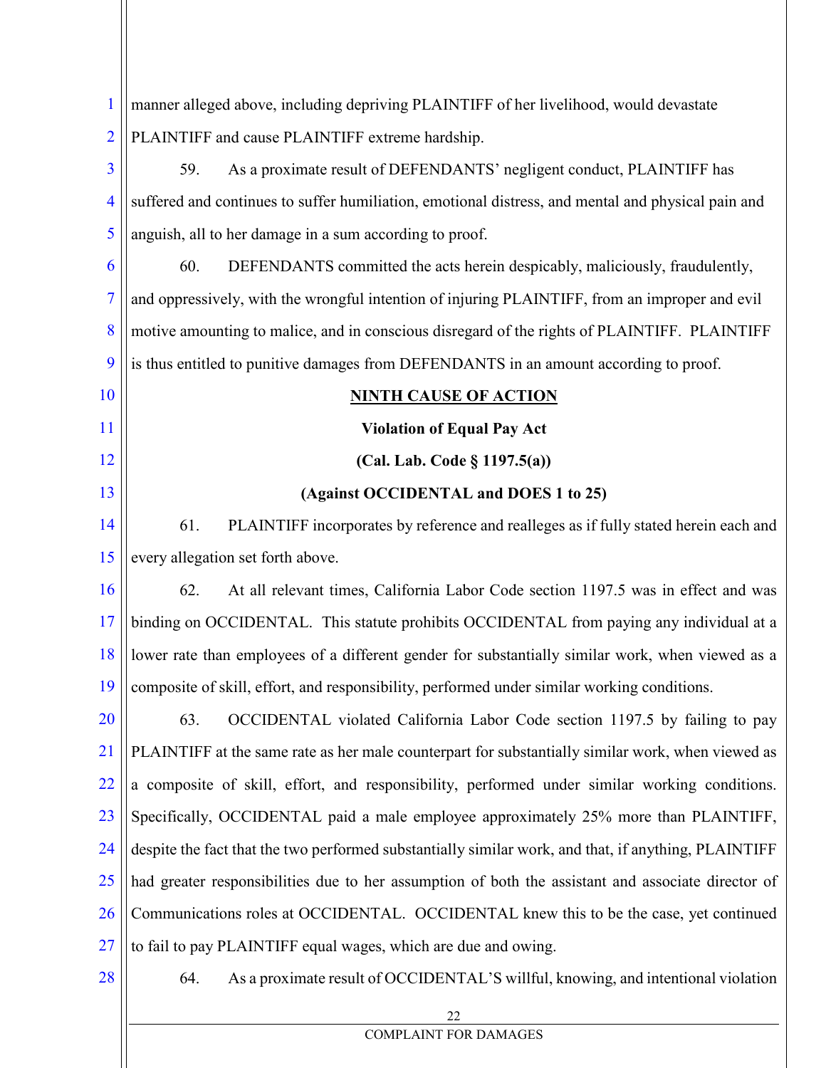manner alleged above, including depriving PLAINTIFF of her livelihood, would devastate PLAINTIFF and cause PLAINTIFF extreme hardship.

59. As a proximate result of DEFENDANTS' negligent conduct, PLAINTIFF has suffered and continues to suffer humiliation, emotional distress, and mental and physical pain and anguish, all to her damage in a sum according to proof.

60. DEFENDANTS committed the acts herein despicably, maliciously, fraudulently, and oppressively, with the wrongful intention of injuring PLAINTIFF, from an improper and evil motive amounting to malice, and in conscious disregard of the rights of PLAINTIFF. PLAINTIFF is thus entitled to punitive damages from DEFENDANTS in an amount according to proof.

**NINTH CAUSE OF ACTION**

**Violation of Equal Pay Act**

**(Cal. Lab. Code § 1197.5(a))**

**(Against OCCIDENTAL and DOES 1 to 25)**

61. PLAINTIFF incorporates by reference and realleges as if fully stated herein each and every allegation set forth above.

62. At all relevant times, California Labor Code section 1197.5 was in effect and was binding on OCCIDENTAL. This statute prohibits OCCIDENTAL from paying any individual at a lower rate than employees of a different gender for substantially similar work, when viewed as a composite of skill, effort, and responsibility, performed under similar working conditions.

63. OCCIDENTAL violated California Labor Code section 1197.5 by failing to pay PLAINTIFF at the same rate as her male counterpart for substantially similar work, when viewed as a composite of skill, effort, and responsibility, performed under similar working conditions. Specifically, OCCIDENTAL paid a male employee approximately 25% more than PLAINTIFF, despite the fact that the two performed substantially similar work, and that, if anything, PLAINTIFF had greater responsibilities due to her assumption of both the assistant and associate director of Communications roles at OCCIDENTAL. OCCIDENTAL knew this to be the case, yet continued to fail to pay PLAINTIFF equal wages, which are due and owing.

64. As a proximate result of OCCIDENTAL'S willful, knowing, and intentional violation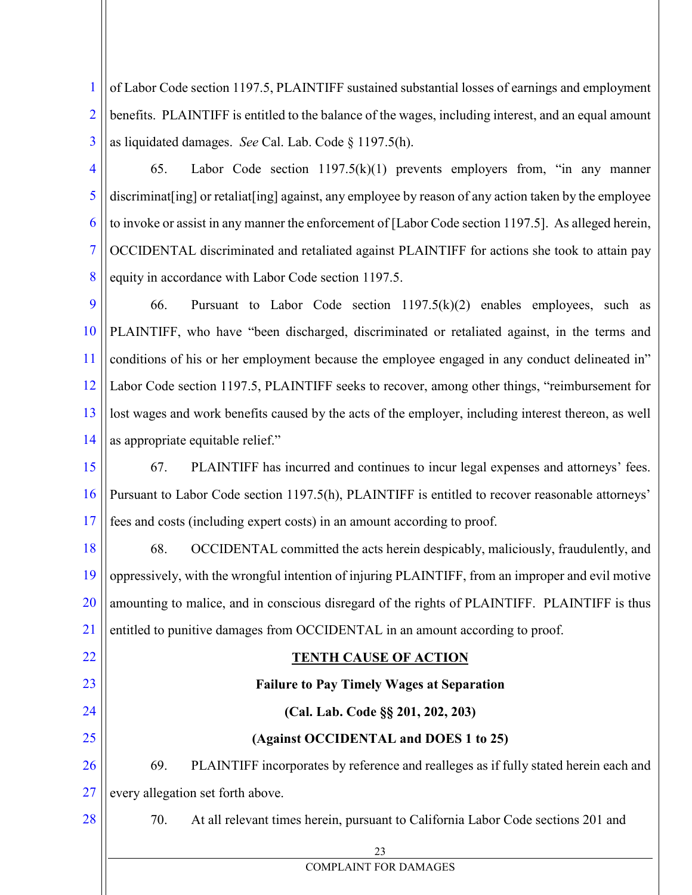of Labor Code section 1197.5, PLAINTIFF sustained substantial losses of earnings and employment benefits. PLAINTIFF is entitled to the balance of the wages, including interest, and an equal amount as liquidated damages. *See* Cal. Lab. Code § 1197.5(h).

65. Labor Code section 1197.5(k)(1) prevents employers from, "in any manner discriminat[ing] or retaliat[ing] against, any employee by reason of any action taken by the employee to invoke or assist in any manner the enforcement of [Labor Code section 1197.5]. As alleged herein, OCCIDENTAL discriminated and retaliated against PLAINTIFF for actions she took to attain pay equity in accordance with Labor Code section 1197.5.

66. Pursuant to Labor Code section 1197.5(k)(2) enables employees, such as PLAINTIFF, who have "been discharged, discriminated or retaliated against, in the terms and conditions of his or her employment because the employee engaged in any conduct delineated in" Labor Code section 1197.5, PLAINTIFF seeks to recover, among other things, "reimbursement for lost wages and work benefits caused by the acts of the employer, including interest thereon, as well as appropriate equitable relief."

67. PLAINTIFF has incurred and continues to incur legal expenses and attorneys' fees. Pursuant to Labor Code section 1197.5(h), PLAINTIFF is entitled to recover reasonable attorneys' fees and costs (including expert costs) in an amount according to proof.

68. OCCIDENTAL committed the acts herein despicably, maliciously, fraudulently, and oppressively, with the wrongful intention of injuring PLAINTIFF, from an improper and evil motive amounting to malice, and in conscious disregard of the rights of PLAINTIFF. PLAINTIFF is thus entitled to punitive damages from OCCIDENTAL in an amount according to proof.

## TENTH CAUSE OF ACTION

**Failure to Pay Timely Wages at Separation**

**(Cal. Lab. Code §§ 201, 202, 203)**

**(Against OCCIDENTAL and DOES 1 to 25)**

69. PLAINTIFF incorporates by reference and realleges as if fully stated herein each and every allegation set forth above.

70. At all relevant times herein, pursuant to California Labor Code sections 201 and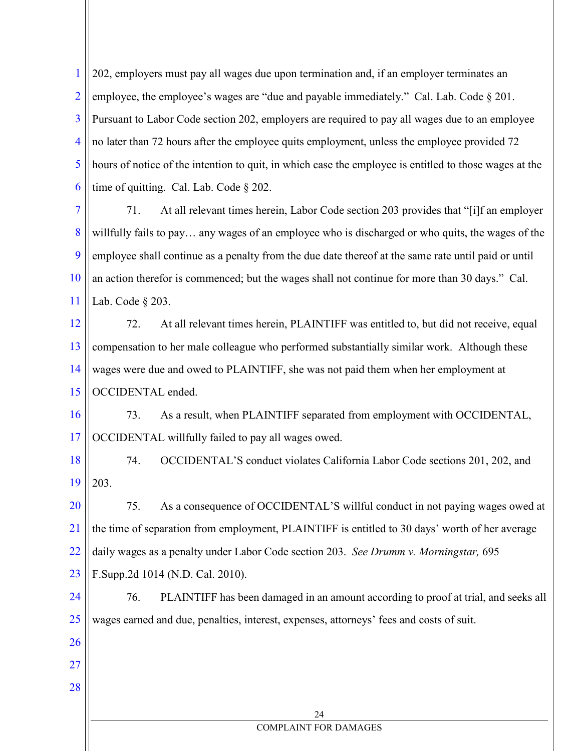202, employers must pay all wages due upon termination and, if an employer terminates an employee, the employee's wages are "due and payable immediately." Cal. Lab. Code § 201. Pursuant to Labor Code section 202, employers are required to pay all wages due to an employee no later than 72 hours after the employee quits employment, unless the employee provided 72 hours of notice of the intention to quit, in which case the employee is entitled to those wages at the time of quitting. Cal. Lab. Code § 202.

71. At all relevant times herein, Labor Code section 203 provides that "[i]f an employer willfully fails to pay… any wages of an employee who is discharged or who quits, the wages of the employee shall continue as a penalty from the due date thereof at the same rate until paid or until an action therefor is commenced; but the wages shall not continue for more than 30 days." Cal. Lab. Code § 203.

72. At all relevant times herein, PLAINTIFF was entitled to, but did not receive, equal compensation to her male colleague who performed substantially similar work. Although these wages were due and owed to PLAINTIFF, she was not paid them when her employment at OCCIDENTAL ended.

73. As a result, when PLAINTIFF separated from employment with OCCIDENTAL, OCCIDENTAL willfully failed to pay all wages owed.

74. OCCIDENTAL'S conduct violates California Labor Code sections 201, 202, and 203.

75. As a consequence of OCCIDENTAL'S willful conduct in not paying wages owed at the time of separation from employment, PLAINTIFF is entitled to 30 days' worth of her average daily wages as a penalty under Labor Code section 203. *See Drumm v. Morningstar,* 695 F.Supp.2d 1014 (N.D. Cal. 2010).

76. PLAINTIFF has been damaged in an amount according to proof at trial, and seeks all wages earned and due, penalties, interest, expenses, attorneys' fees and costs of suit.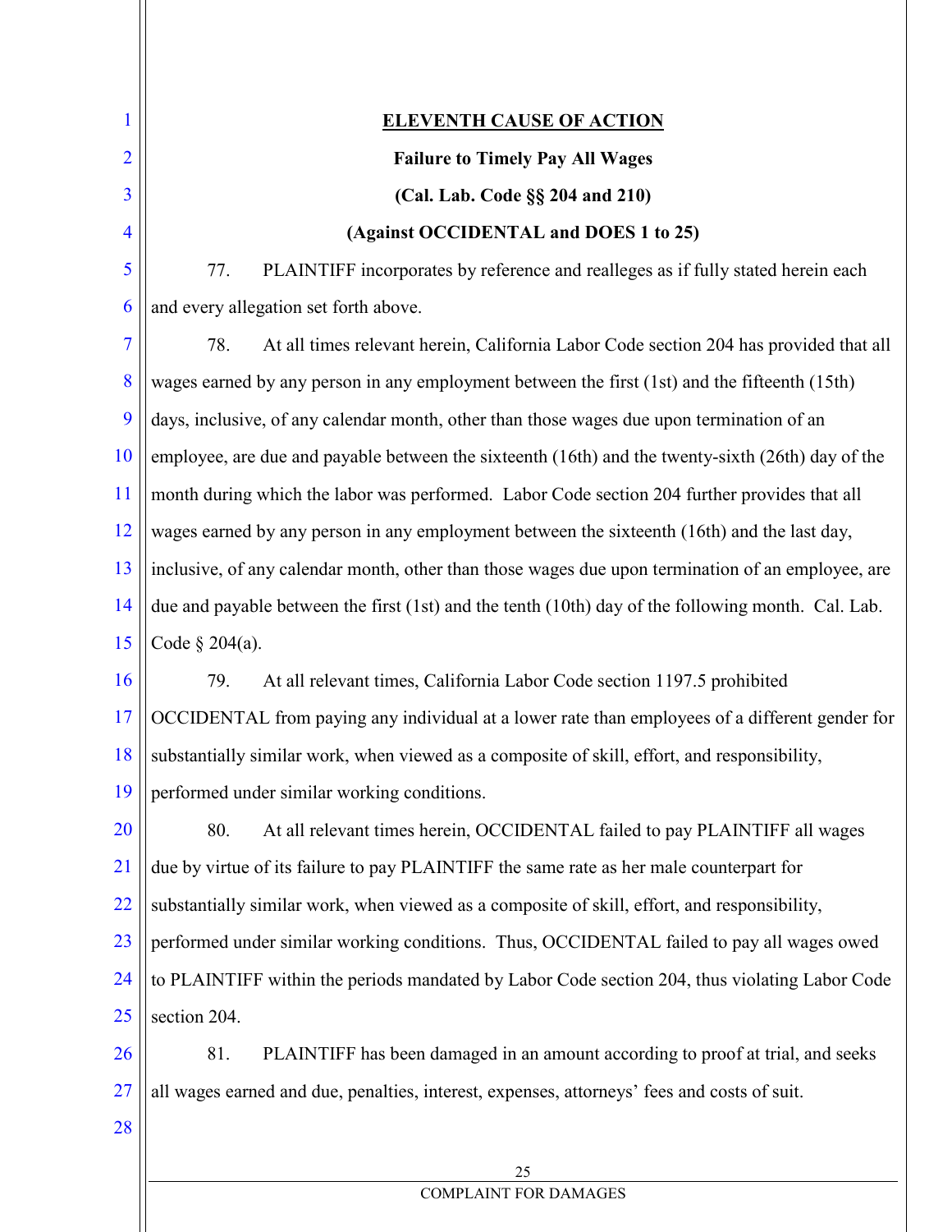## ELEVENTH CAUSE OF ACTION

**Failure to Timely Pay All Wages**

**(Cal. Lab. Code §§ 204 and 210)**

**(Against OCCIDENTAL and DOES 1 to 25)**

77. PLAINTIFF incorporates by reference and realleges as if fully stated herein each and every allegation set forth above.

78. At all times relevant herein, California Labor Code section 204 has provided that all wages earned by any person in any employment between the first (1st) and the fifteenth (15th) days, inclusive, of any calendar month, other than those wages due upon termination of an employee, are due and payable between the sixteenth (16th) and the twenty-sixth (26th) day of the month during which the labor was performed. Labor Code section 204 further provides that all wages earned by any person in any employment between the sixteenth (16th) and the last day, inclusive, of any calendar month, other than those wages due upon termination of an employee, are due and payable between the first (1st) and the tenth (10th) day of the following month. Cal. Lab. Code § 204(a).

79. At all relevant times, California Labor Code section 1197.5 prohibited OCCIDENTAL from paying any individual at a lower rate than employees of a different gender for substantially similar work, when viewed as a composite of skill, effort, and responsibility, performed under similar working conditions.

80. At all relevant times herein, OCCIDENTAL failed to pay PLAINTIFF all wages due by virtue of its failure to pay PLAINTIFF the same rate as her male counterpart for substantially similar work, when viewed as a composite of skill, effort, and responsibility, performed under similar working conditions. Thus, OCCIDENTAL failed to pay all wages owed to PLAINTIFF within the periods mandated by Labor Code section 204, thus violating Labor Code section 204.

81. PLAINTIFF has been damaged in an amount according to proof at trial, and seeks all wages earned and due, penalties, interest, expenses, attorneys' fees and costs of suit.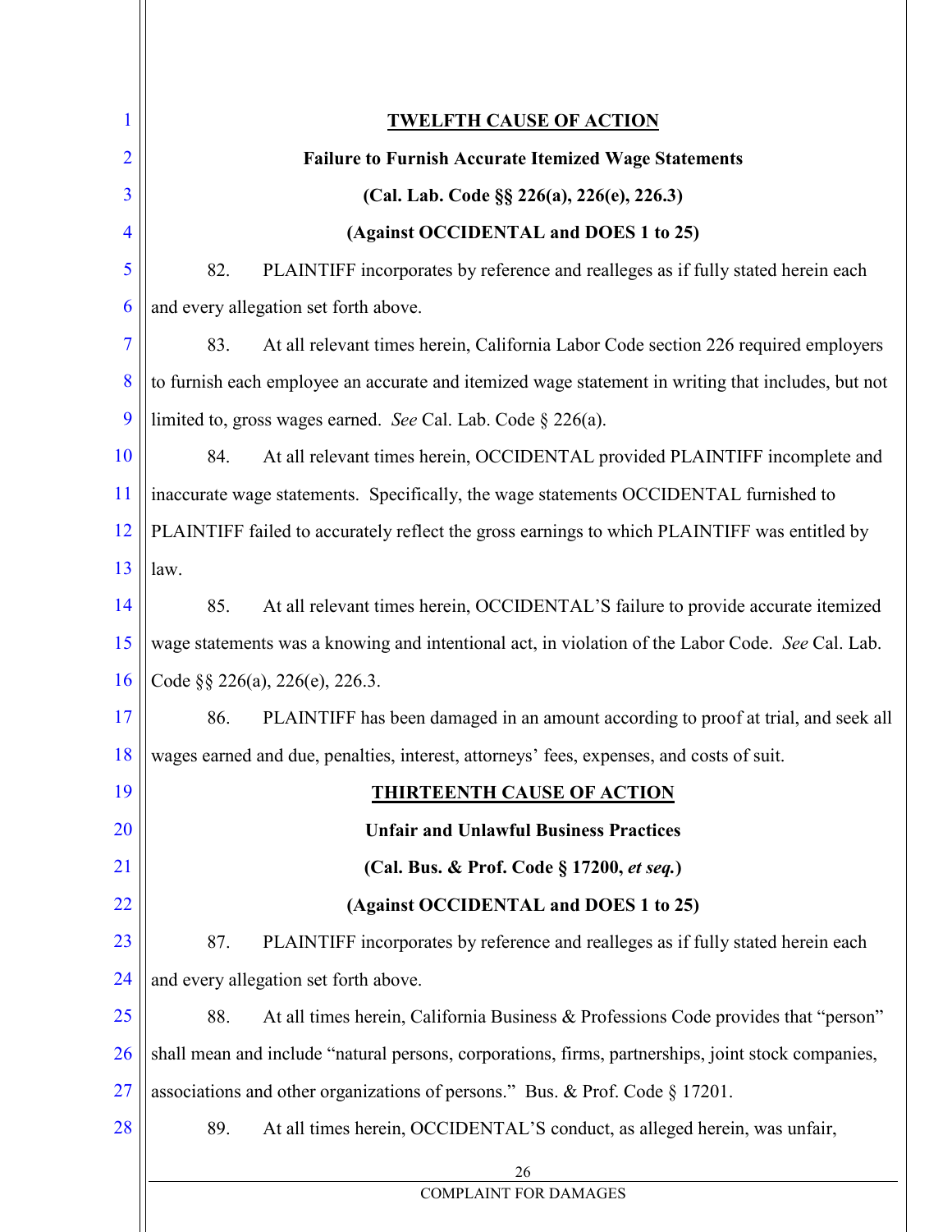**TWELFTH CAUSE OF ACTION**

**Failure to Furnish Accurate Itemized Wage Statements**

**(Cal. Lab. Code §§ 226(a), 226(e), 226.3)**

**(Against OCCIDENTAL and DOES 1 to 25)**

82. PLAINTIFF incorporates by reference and realleges as if fully stated herein each and every allegation set forth above.

83. At all relevant times herein, California Labor Code section 226 required employers to furnish each employee an accurate and itemized wage statement in writing that includes, but not limited to, gross wages earned. *See* Cal. Lab. Code § 226(a).

84. At all relevant times herein, OCCIDENTAL provided PLAINTIFF incomplete and inaccurate wage statements. Specifically, the wage statements OCCIDENTAL furnished to PLAINTIFF failed to accurately reflect the gross earnings to which PLAINTIFF was entitled by law.

85. At all relevant times herein, OCCIDENTAL'S failure to provide accurate itemized wage statements was a knowing and intentional act, in violation of the Labor Code. *See* Cal. Lab. Code §§ 226(a), 226(e), 226.3.

86. PLAINTIFF has been damaged in an amount according to proof at trial, and seek all wages earned and due, penalties, interest, attorneys' fees, expenses, and costs of suit.

**THIRTEENTH CAUSE OF ACTION**

**Unfair and Unlawful Business Practices**

**(Cal. Bus. & Prof. Code § 17200, *et seq.*)**

**(Against OCCIDENTAL and DOES 1 to 25)**

87. PLAINTIFF incorporates by reference and realleges as if fully stated herein each and every allegation set forth above.

88. At all times herein, California Business & Professions Code provides that "person" shall mean and include "natural persons, corporations, firms, partnerships, joint stock companies, associations and other organizations of persons." Bus. & Prof. Code § 17201.

89. At all times herein, OCCIDENTAL'S conduct, as alleged herein, was unfair,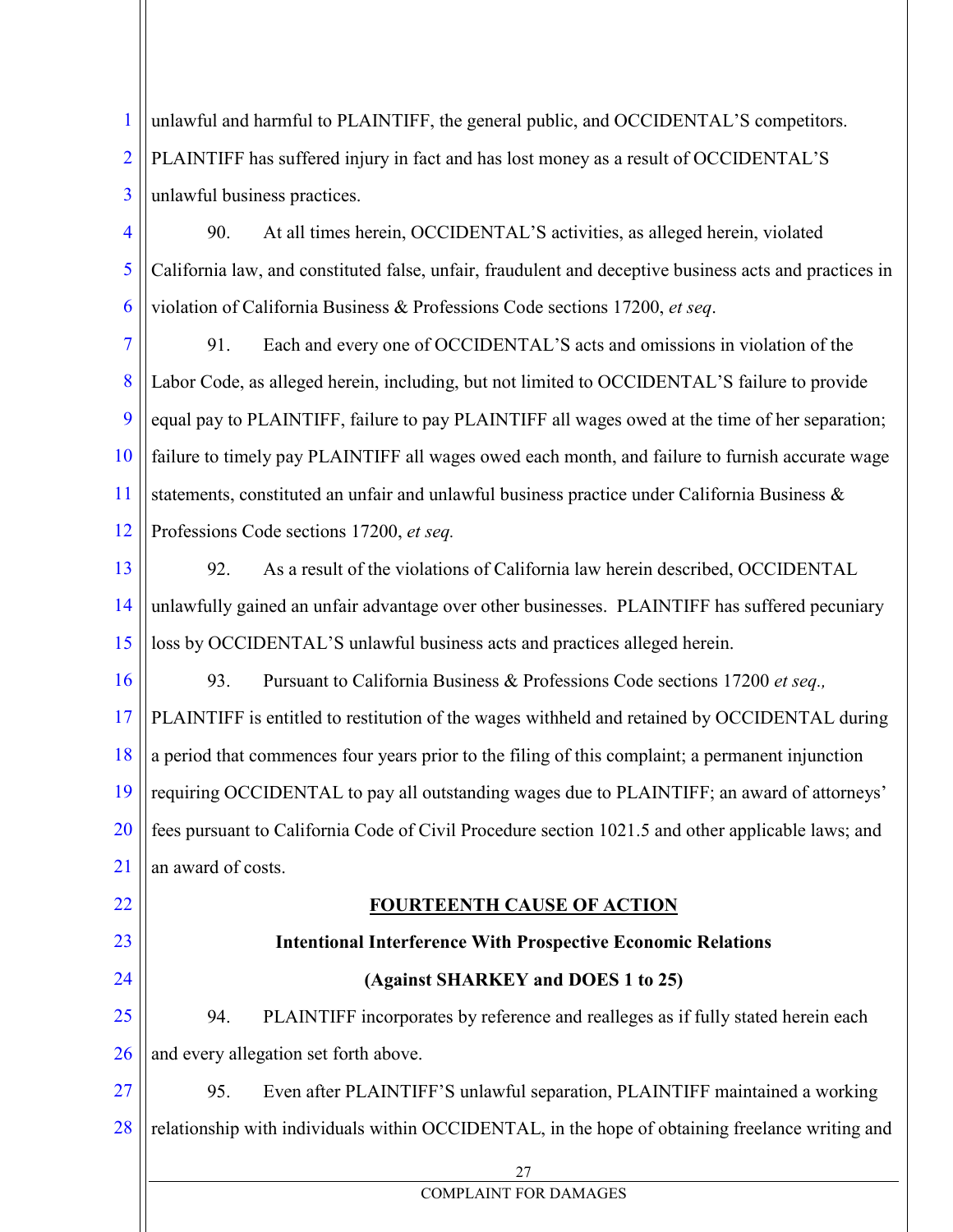unlawful and harmful to PLAINTIFF, the general public, and OCCIDENTAL'S competitors. PLAINTIFF has suffered injury in fact and has lost money as a result of OCCIDENTAL'S unlawful business practices.

90. At all times herein, OCCIDENTAL'S activities, as alleged herein, violated California law, and constituted false, unfair, fraudulent and deceptive business acts and practices in violation of California Business & Professions Code sections 17200, *et seq*.

91. Each and every one of OCCIDENTAL'S acts and omissions in violation of the Labor Code, as alleged herein, including, but not limited to OCCIDENTAL'S failure to provide equal pay to PLAINTIFF, failure to pay PLAINTIFF all wages owed at the time of her separation; failure to timely pay PLAINTIFF all wages owed each month, and failure to furnish accurate wage statements, constituted an unfair and unlawful business practice under California Business & Professions Code sections 17200, *et seq.*

92. As a result of the violations of California law herein described, OCCIDENTAL unlawfully gained an unfair advantage over other businesses. PLAINTIFF has suffered pecuniary loss by OCCIDENTAL'S unlawful business acts and practices alleged herein.

93. Pursuant to California Business & Professions Code sections 17200 *et seq.,* PLAINTIFF is entitled to restitution of the wages withheld and retained by OCCIDENTAL during a period that commences four years prior to the filing of this complaint; a permanent injunction requiring OCCIDENTAL to pay all outstanding wages due to PLAINTIFF; an award of attorneys' fees pursuant to California Code of Civil Procedure section 1021.5 and other applicable laws; and an award of costs.

## **FOURTEENTH CAUSE OF ACTION**

### **Intentional Interference With Prospective Economic Relations**

### **(Against SHARKEY and DOES 1 to 25)**

94. PLAINTIFF incorporates by reference and realleges as if fully stated herein each and every allegation set forth above.

95. Even after PLAINTIFF'S unlawful separation, PLAINTIFF maintained a working relationship with individuals within OCCIDENTAL, in the hope of obtaining freelance writing and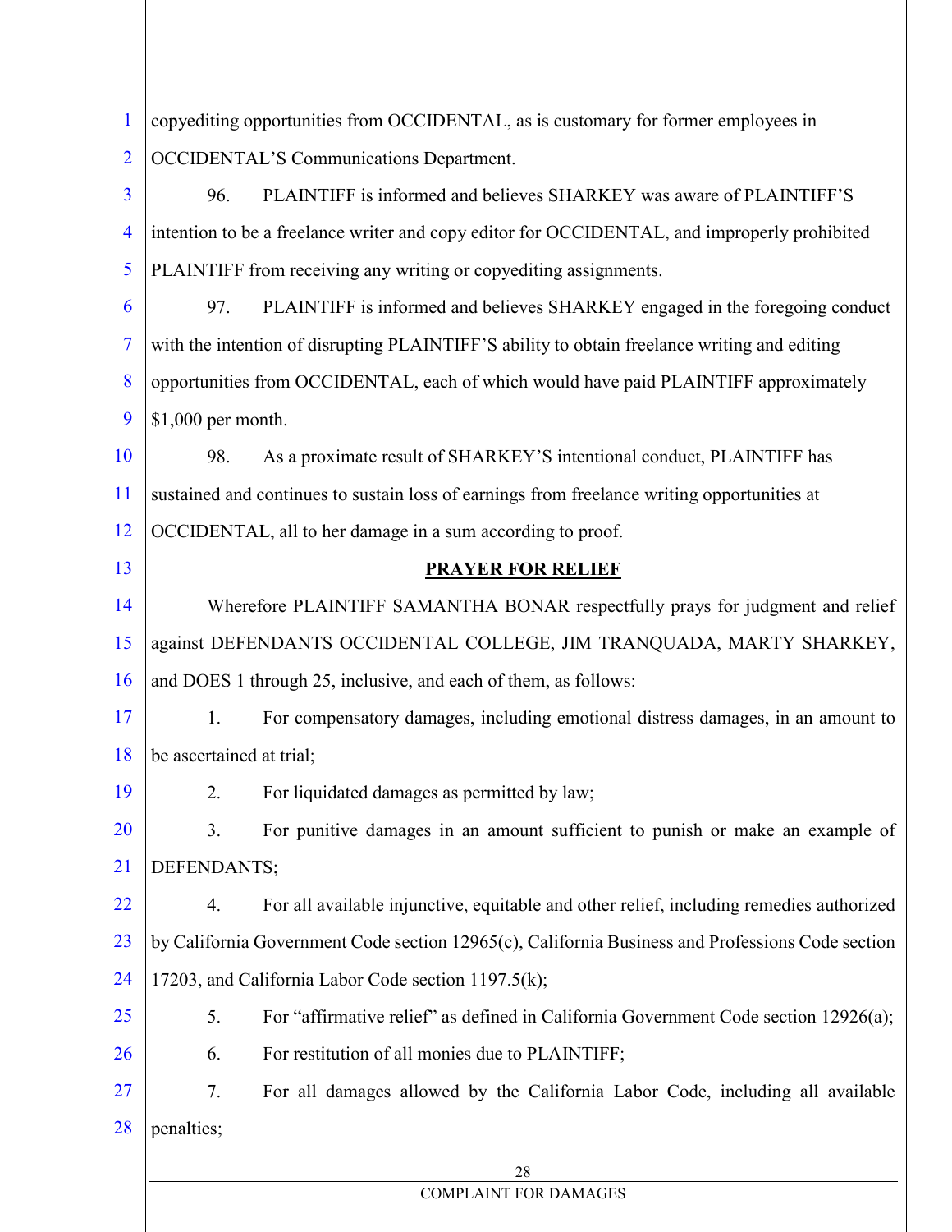copyediting opportunities from OCCIDENTAL, as is customary for former employees in OCCIDENTAL'S Communications Department.

96. PLAINTIFF is informed and believes SHARKEY was aware of PLAINTIFF'S intention to be a freelance writer and copy editor for OCCIDENTAL, and improperly prohibited PLAINTIFF from receiving any writing or copyediting assignments.

97. PLAINTIFF is informed and believes SHARKEY engaged in the foregoing conduct with the intention of disrupting PLAINTIFF'S ability to obtain freelance writing and editing opportunities from OCCIDENTAL, each of which would have paid PLAINTIFF approximately $1,000 per month.

98. As a proximate result of SHARKEY'S intentional conduct, PLAINTIFF has sustained and continues to sustain loss of earnings from freelance writing opportunities at OCCIDENTAL, all to her damage in a sum according to proof.

## PRAYER FOR RELIEF

Wherefore PLAINTIFF SAMANTHA BONAR respectfully prays for judgment and relief against DEFENDANTS OCCIDENTAL COLLEGE, JIM TRANQUADA, MARTY SHARKEY, and DOES 1 through 25, inclusive, and each of them, as follows:

1. For compensatory damages, including emotional distress damages, in an amount to be ascertained at trial;

2. For liquidated damages as permitted by law;

3. For punitive damages in an amount sufficient to punish or make an example of DEFENDANTS;

4. For all available injunctive, equitable and other relief, including remedies authorized by California Government Code section 12965(c), California Business and Professions Code section 17203, and California Labor Code section 1197.5(k);

5. For "affirmative relief" as defined in California Government Code section 12926(a);

6. For restitution of all monies due to PLAINTIFF;

7. For all damages allowed by the California Labor Code, including all available penalties;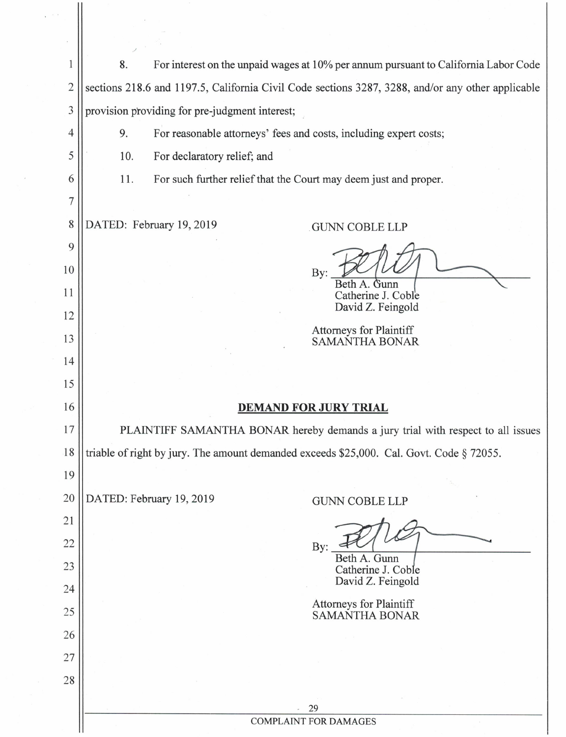8. For interest on the unpaid wages at 10% per annum pursuant to California Labor Code sections 218.6 and 1197.5, California Civil Code sections 3287, 3288, and/or any other applicable provision providing for pre-judgment interest;

9. For reasonable attorneys' fees and costs, including expert costs;

10. For declaratory relief; and

11. For such further relief that the Court may deem just and proper.

DATED: February 19, 2019

GUNN COBLE LLP

By: ______________________
Beth A. Gunn
Catherine J. Coble
David Z. Feingold

Attorneys for Plaintiff
SAMANTHA BONAR

## DEMAND FOR JURY TRIAL

PLAINTIFF SAMANTHA BONAR hereby demands a jury trial with respect to all issues triable of right by jury. The amount demanded exceeds $25,000. Cal. Govt. Code § 72055.

DATED: February 19, 2019

GUNN COBLE LLP

By: ______________________
Beth A. Gunn
Catherine J. Coble
David Z. Feingold

Attorneys for Plaintiff
SAMANTHA BONAR

COMPLAINT FOR DAMAGES